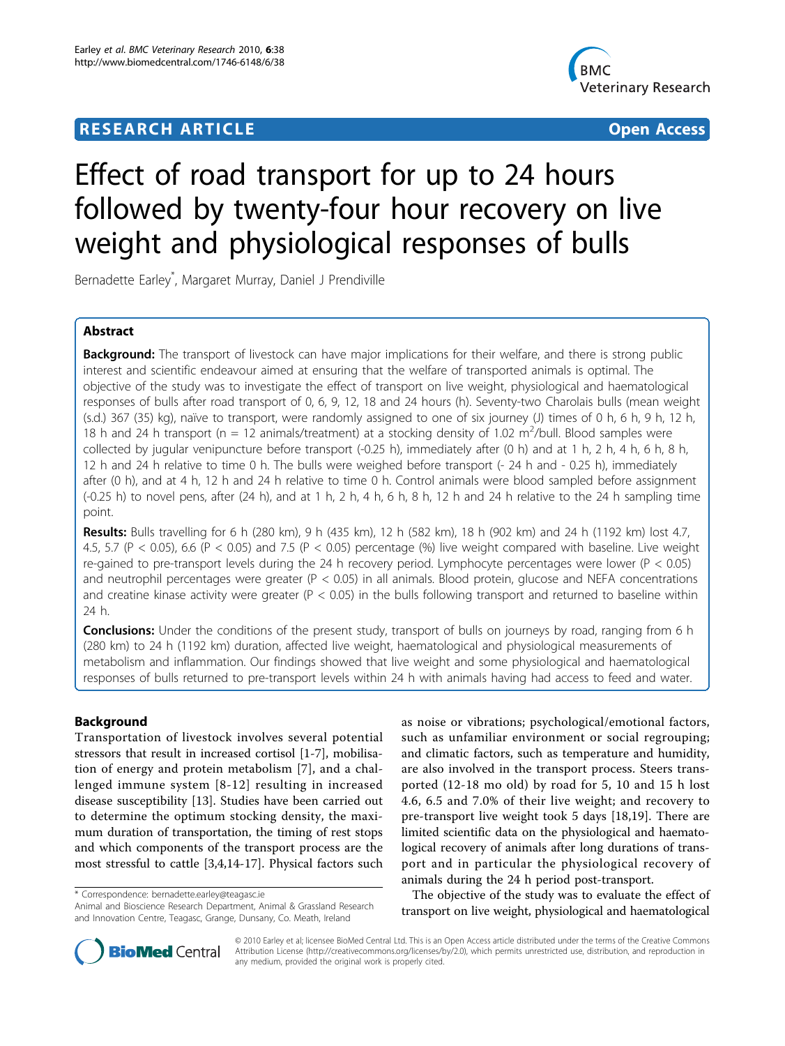# RESEARCH ARTICLE — Open Access

# Effect of road transport for up to 24 hours followed by twenty-four hour recovery on live weight and physiological responses of bulls

Bernadette Earley*, Margaret Murray, Daniel J Prendiville

## Abstract

**Background:** The transport of livestock can have major implications for their welfare, and there is strong public interest and scientific endeavour aimed at ensuring that the welfare of transported animals is optimal. The objective of the study was to investigate the effect of transport on live weight, physiological and haematological responses of bulls after road transport of 0, 6, 9, 12, 18 and 24 hours (h). Seventy-two Charolais bulls (mean weight (s.d.) 367 (35) kg), naïve to transport, were randomly assigned to one of six journey (J) times of 0 h, 6 h, 9 h, 12 h, 18 h and 24 h transport (n = 12 animals/treatment) at a stocking density of 1.02 $m^2$/bull. Blood samples were collected by jugular venipuncture before transport (-0.25 h), immediately after (0 h) and at 1 h, 2 h, 4 h, 6 h, 8 h, 12 h and 24 h relative to time 0 h. The bulls were weighed before transport (- 24 h and - 0.25 h), immediately after (0 h), and at 4 h, 12 h and 24 h relative to time 0 h. Control animals were blood sampled before assignment (-0.25 h) to novel pens, after (24 h), and at 1 h, 2 h, 4 h, 6 h, 8 h, 12 h and 24 h relative to the 24 h sampling time point.

**Results:** Bulls travelling for 6 h (280 km), 9 h (435 km), 12 h (582 km), 18 h (902 km) and 24 h (1192 km) lost 4.7, 4.5, 5.7 ($P < 0.05$), 6.6 ($P < 0.05$) and 7.5 ($P < 0.05$) percentage (%) live weight compared with baseline. Live weight re-gained to pre-transport levels during the 24 h recovery period. Lymphocyte percentages were lower ($P < 0.05$) and neutrophil percentages were greater ($P < 0.05$) in all animals. Blood protein, glucose and NEFA concentrations and creatine kinase activity were greater ($P < 0.05$) in the bulls following transport and returned to baseline within 24 h.

**Conclusions:** Under the conditions of the present study, transport of bulls on journeys by road, ranging from 6 h (280 km) to 24 h (1192 km) duration, affected live weight, haematological and physiological measurements of metabolism and inflammation. Our findings showed that live weight and some physiological and haematological responses of bulls returned to pre-transport levels within 24 h with animals having had access to feed and water.

## Background

Transportation of livestock involves several potential stressors that result in increased cortisol [1-7], mobilisation of energy and protein metabolism [7], and a challenged immune system [8-12] resulting in increased disease susceptibility [13]. Studies have been carried out to determine the optimum stocking density, the maximum duration of transportation, the timing of rest stops and which components of the transport process are the most stressful to cattle [3,4,14-17]. Physical factors such as noise or vibrations; psychological/emotional factors, such as unfamiliar environment or social regrouping; and climatic factors, such as temperature and humidity, are also involved in the transport process. Steers transported (12-18 mo old) by road for 5, 10 and 15 h lost 4.6, 6.5 and 7.0% of their live weight; and recovery to pre-transport live weight took 5 days [18,19]. There are limited scientific data on the physiological and haematological recovery of animals after long durations of transport and in particular the physiological recovery of animals during the 24 h period post-transport.

The objective of the study was to evaluate the effect of transport on live weight, physiological and haematological

\* Correspondence: bernadette.earley@teagasc.ie
Animal and Bioscience Research Department, Animal & Grassland Research and Innovation Centre, Teagasc, Grange, Dunsany, Co. Meath, Ireland

© 2010 Earley et al; licensee BioMed Central Ltd. This is an Open Access article distributed under the terms of the Creative Commons Attribution License (http://creativecommons.org/licenses/by/2.0), which permits unrestricted use, distribution, and reproduction in any medium, provided the original work is properly cited.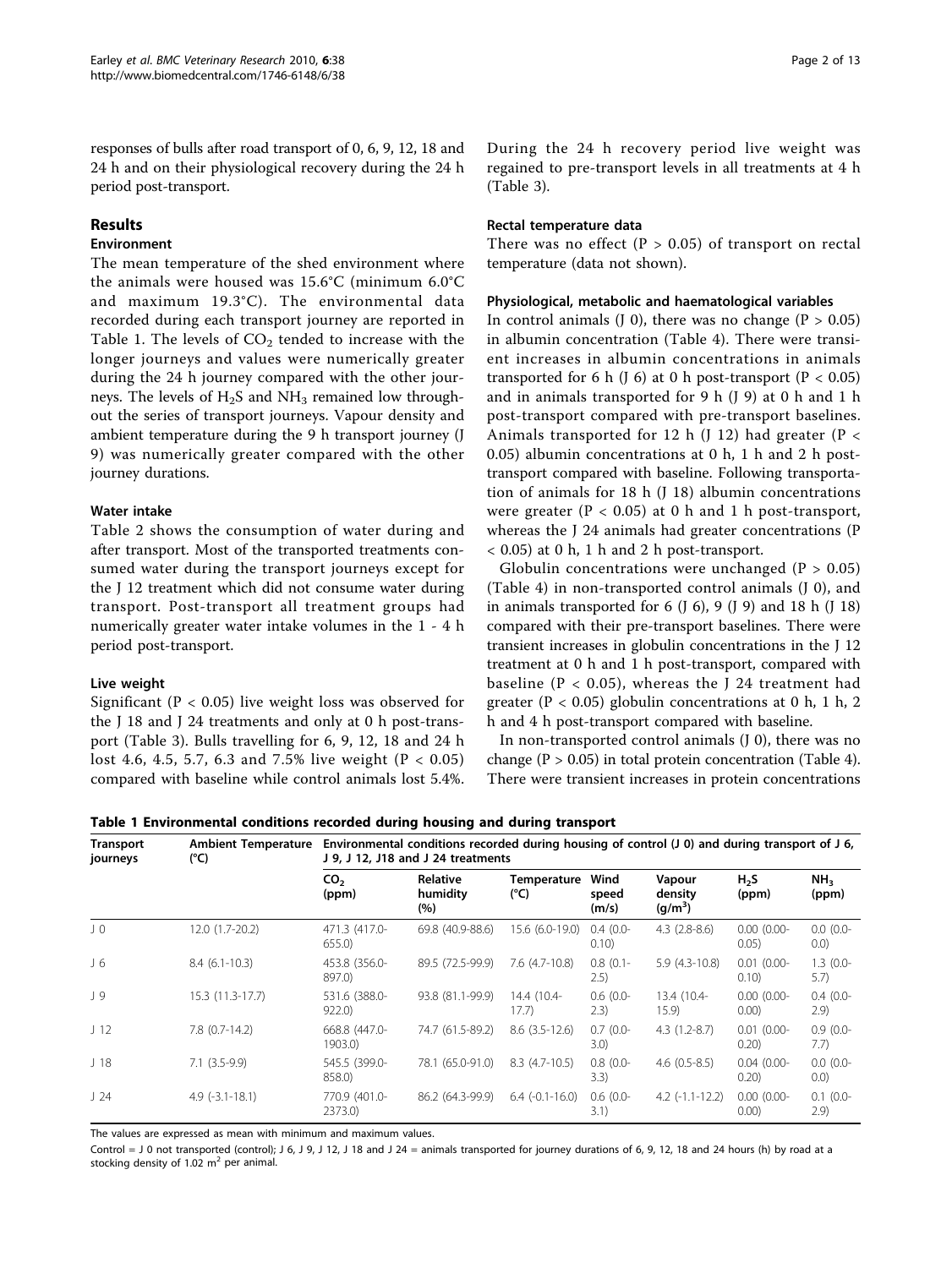responses of bulls after road transport of 0, 6, 9, 12, 18 and 24 h and on their physiological recovery during the 24 h period post-transport.

## Results

### Environment

The mean temperature of the shed environment where the animals were housed was 15.6°C (minimum 6.0°C and maximum 19.3°C). The environmental data recorded during each transport journey are reported in Table 1. The levels of $CO_2$ tended to increase with the longer journeys and values were numerically greater during the 24 h journey compared with the other journeys. The levels of $H_2S$ and $NH_3$ remained low throughout the series of transport journeys. Vapour density and ambient temperature during the 9 h transport journey (J 9) was numerically greater compared with the other journey durations.

### Water intake

Table 2 shows the consumption of water during and after transport. Most of the transported treatments consumed water during the transport journeys except for the J 12 treatment which did not consume water during transport. Post-transport all treatment groups had numerically greater water intake volumes in the 1 - 4 h period post-transport.

### Live weight

Significant ($P < 0.05$) live weight loss was observed for the J 18 and J 24 treatments and only at 0 h post-transport (Table 3). Bulls travelling for 6, 9, 12, 18 and 24 h lost 4.6, 4.5, 5.7, 6.3 and 7.5% live weight ($P < 0.05$) compared with baseline while control animals lost 5.4%. During the 24 h recovery period live weight was regained to pre-transport levels in all treatments at 4 h (Table 3).

### Rectal temperature data

There was no effect ($P > 0.05$) of transport on rectal temperature (data not shown).

### Physiological, metabolic and haematological variables

In control animals (J 0), there was no change ($P > 0.05$) in albumin concentration (Table 4). There were transient increases in albumin concentrations in animals transported for 6 h (J 6) at 0 h post-transport ($P < 0.05$) and in animals transported for 9 h (J 9) at 0 h and 1 h post-transport compared with pre-transport baselines. Animals transported for 12 h (J 12) had greater ($P < 0.05$) albumin concentrations at 0 h, 1 h and 2 h post-transport compared with baseline. Following transportation of animals for 18 h (J 18) albumin concentrations were greater ($P < 0.05$) at 0 h and 1 h post-transport, whereas the J 24 animals had greater concentrations ($P < 0.05$) at 0 h, 1 h and 2 h post-transport.

Globulin concentrations were unchanged ($P > 0.05$) (Table 4) in non-transported control animals (J 0), and in animals transported for 6 (J 6), 9 (J 9) and 18 h (J 18) compared with their pre-transport baselines. There were transient increases in globulin concentrations in the J 12 treatment at 0 h and 1 h post-transport, compared with baseline ($P < 0.05$), whereas the J 24 treatment had greater ($P < 0.05$) globulin concentrations at 0 h, 1 h, 2 h and 4 h post-transport compared with baseline.

In non-transported control animals (J 0), there was no change ($P > 0.05$) in total protein concentration (Table 4). There were transient increases in protein concentrations

**Table 1 Environmental conditions recorded during housing and during transport**

| Transport journeys | Ambient Temperature (°C) | Environmental conditions recorded during housing of control (J 0) and during transport of J 6, J 9, J 12, J18 and J 24 treatments | | | | | | |
|---|---|---|---|---|---|---|---|---|
| | | $CO_2$ (ppm) | Relative humidity (%) | Temperature (°C) | Wind speed (m/s) | Vapour density (g/m$^3$) | $H_2S$ (ppm) | $NH_3$ (ppm) |
| J 0 | 12.0 (1.7-20.2) | 471.3 (417.0-655.0) | 69.8 (40.9-88.6) | 15.6 (6.0-19.0) | 0.4 (0.0-0.10) | 4.3 (2.8-8.6) | 0.00 (0.00-0.05) | 0.0 (0.0-0.0) |
| J 6 | 8.4 (6.1-10.3) | 453.8 (356.0-897.0) | 89.5 (72.5-99.9) | 7.6 (4.7-10.8) | 0.8 (0.1-2.5) | 5.9 (4.3-10.8) | 0.01 (0.00-0.10) | 1.3 (0.0-5.7) |
| J 9 | 15.3 (11.3-17.7) | 531.6 (388.0-922.0) | 93.8 (81.1-99.9) | 14.4 (10.4-17.7) | 0.6 (0.0-2.3) | 13.4 (10.4-15.9) | 0.00 (0.00-0.00) | 0.4 (0.0-2.9) |
| J 12 | 7.8 (0.7-14.2) | 668.8 (447.0-1903.0) | 74.7 (61.5-89.2) | 8.6 (3.5-12.6) | 0.7 (0.0-3.0) | 4.3 (1.2-8.7) | 0.01 (0.00-0.20) | 0.9 (0.0-7.7) |
| J 18 | 7.1 (3.5-9.9) | 545.5 (399.0-858.0) | 78.1 (65.0-91.0) | 8.3 (4.7-10.5) | 0.8 (0.0-3.3) | 4.6 (0.5-8.5) | 0.04 (0.00-0.20) | 0.0 (0.0-0.0) |
| J 24 | 4.9 (-3.1-18.1) | 770.9 (401.0-2373.0) | 86.2 (64.3-99.9) | 6.4 (-0.1-16.0) | 0.6 (0.0-3.1) | 4.2 (-1.1-12.2) | 0.00 (0.00-0.00) | 0.1 (0.0-2.9) |

The values are expressed as mean with minimum and maximum values.

Control = J 0 not transported (control); J 6, J 9, J 12, J 18 and J 24 = animals transported for journey durations of 6, 9, 12, 18 and 24 hours (h) by road at a stocking density of 1.02 m$^2$ per animal.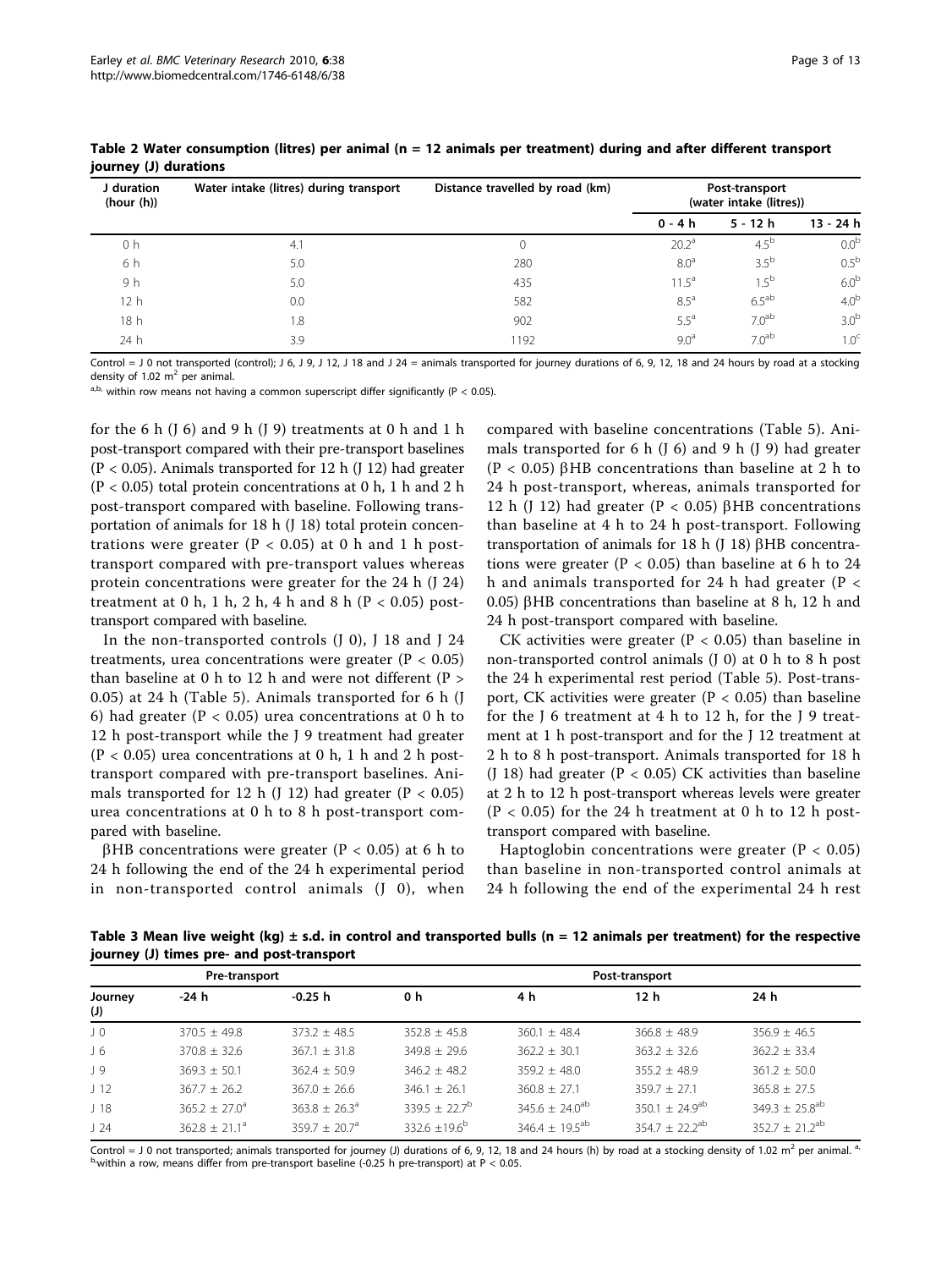**Table 2 Water consumption (litres) per animal (n = 12 animals per treatment) during and after different transport journey (J) durations**

| J duration (hour (h)) | Water intake (litres) during transport | Distance travelled by road (km) | Post-transport (water intake (litres)) | | |
|---|---|---|---|---|---|
| | | | 0 - 4 h | 5 - 12 h | 13 - 24 h |
| 0 h | 4.1 | 0 | 20.2[a] | 4.5[b] | 0.0[b] |
| 6 h | 5.0 | 280 | 8.0[a] | 3.5[b] | 0.5[b] |
| 9 h | 5.0 | 435 | 11.5[a] | 1.5[b] | 6.0[b] |
| 12 h | 0.0 | 582 | 8.5[a] | 6.5[ab] | 4.0[b] |
| 18 h | 1.8 | 902 | 5.5[a] | 7.0[ab] | 3.0[b] |
| 24 h | 3.9 | 1192 | 9.0[a] | 7.0[ab] | 1.0[c] |

Control = J 0 not transported (control); J 6, J 9, J 12, J 18 and J 24 = animals transported for journey durations of 6, 9, 12, 18 and 24 hours by road at a stocking density of 1.02 $m^2$ per animal.

[a,b,] within row means not having a common superscript differ significantly ($P < 0.05$).

for the 6 h (J 6) and 9 h (J 9) treatments at 0 h and 1 h post-transport compared with their pre-transport baselines ($P < 0.05$). Animals transported for 12 h (J 12) had greater ($P < 0.05$) total protein concentrations at 0 h, 1 h and 2 h post-transport compared with baseline. Following transportation of animals for 18 h (J 18) total protein concentrations were greater ($P < 0.05$) at 0 h and 1 h post-transport compared with pre-transport values whereas protein concentrations were greater for the 24 h (J 24) treatment at 0 h, 1 h, 2 h, 4 h and 8 h ($P < 0.05$) post-transport compared with baseline.

In the non-transported controls (J 0), J 18 and J 24 treatments, urea concentrations were greater ($P < 0.05$) than baseline at 0 h to 12 h and were not different ($P > 0.05$) at 24 h (Table 5). Animals transported for 6 h (J 6) had greater ($P < 0.05$) urea concentrations at 0 h to 12 h post-transport while the J 9 treatment had greater ($P < 0.05$) urea concentrations at 0 h, 1 h and 2 h post-transport compared with pre-transport baselines. Animals transported for 12 h (J 12) had greater ($P < 0.05$) urea concentrations at 0 h to 8 h post-transport compared with baseline.

βHB concentrations were greater ($P < 0.05$) at 6 h to 24 h following the end of the 24 h experimental period in non-transported control animals (J 0), when compared with baseline concentrations (Table 5). Animals transported for 6 h (J 6) and 9 h (J 9) had greater ($P < 0.05$) βHB concentrations than baseline at 2 h to 24 h post-transport, whereas, animals transported for 12 h (J 12) had greater ($P < 0.05$) βHB concentrations than baseline at 4 h to 24 h post-transport. Following transportation of animals for 18 h (J 18) βHB concentrations were greater ($P < 0.05$) than baseline at 6 h to 24 h and animals transported for 24 h had greater ($P < 0.05$) βHB concentrations than baseline at 8 h, 12 h and 24 h post-transport compared with baseline.

CK activities were greater ($P < 0.05$) than baseline in non-transported control animals (J 0) at 0 h to 8 h post the 24 h experimental rest period (Table 5). Post-transport, CK activities were greater ($P < 0.05$) than baseline for the J 6 treatment at 4 h to 12 h, for the J 9 treatment at 1 h post-transport and for the J 12 treatment at 2 h to 8 h post-transport. Animals transported for 18 h (J 18) had greater ($P < 0.05$) CK activities than baseline at 2 h to 12 h post-transport whereas levels were greater ($P < 0.05$) for the 24 h treatment at 0 h to 12 h post-transport compared with baseline.

Haptoglobin concentrations were greater ($P < 0.05$) than baseline in non-transported control animals at 24 h following the end of the experimental 24 h rest

**Table 3 Mean live weight (kg) ± s.d. in control and transported bulls (n = 12 animals per treatment) for the respective journey (J) times pre- and post-transport**

| | Pre-transport | | Post-transport | | | |
|---|---|---|---|---|---|---|
| Journey (J) | -24 h | -0.25 h | 0 h | 4 h | 12 h | 24 h |
| J 0 | 370.5 ± 49.8 | 373.2 ± 48.5 | 352.8 ± 45.8 | 360.1 ± 48.4 | 366.8 ± 48.9 | 356.9 ± 46.5 |
| J 6 | 370.8 ± 32.6 | 367.1 ± 31.8 | 349.8 ± 29.6 | 362.2 ± 30.1 | 363.2 ± 32.6 | 362.2 ± 33.4 |
| J 9 | 369.3 ± 50.1 | 362.4 ± 50.9 | 346.2 ± 48.2 | 359.2 ± 48.0 | 355.2 ± 48.9 | 361.2 ± 50.0 |
| J 12 | 367.7 ± 26.2 | 367.0 ± 26.6 | 346.1 ± 26.1 | 360.8 ± 27.1 | 359.7 ± 27.1 | 365.8 ± 27.5 |
| J 18 | 365.2 ± 27.0[a] | 363.8 ± 26.3[a] | 339.5 ± 22.7[b] | 345.6 ± 24.0[ab] | 350.1 ± 24.9[ab] | 349.3 ± 25.8[ab] |
| J 24 | 362.8 ± 21.1[a] | 359.7 ± 20.7[a] | 332.6 ±19.6[b] | 346.4 ± 19.5[ab] | 354.7 ± 22.2[ab] | 352.7 ± 21.2[ab] |

Control = J 0 not transported; animals transported for journey (J) durations of 6, 9, 12, 18 and 24 hours (h) by road at a stocking density of 1.02 $m^2$ per animal. [a, b]within a row, means differ from pre-transport baseline (-0.25 h pre-transport) at $P < 0.05$.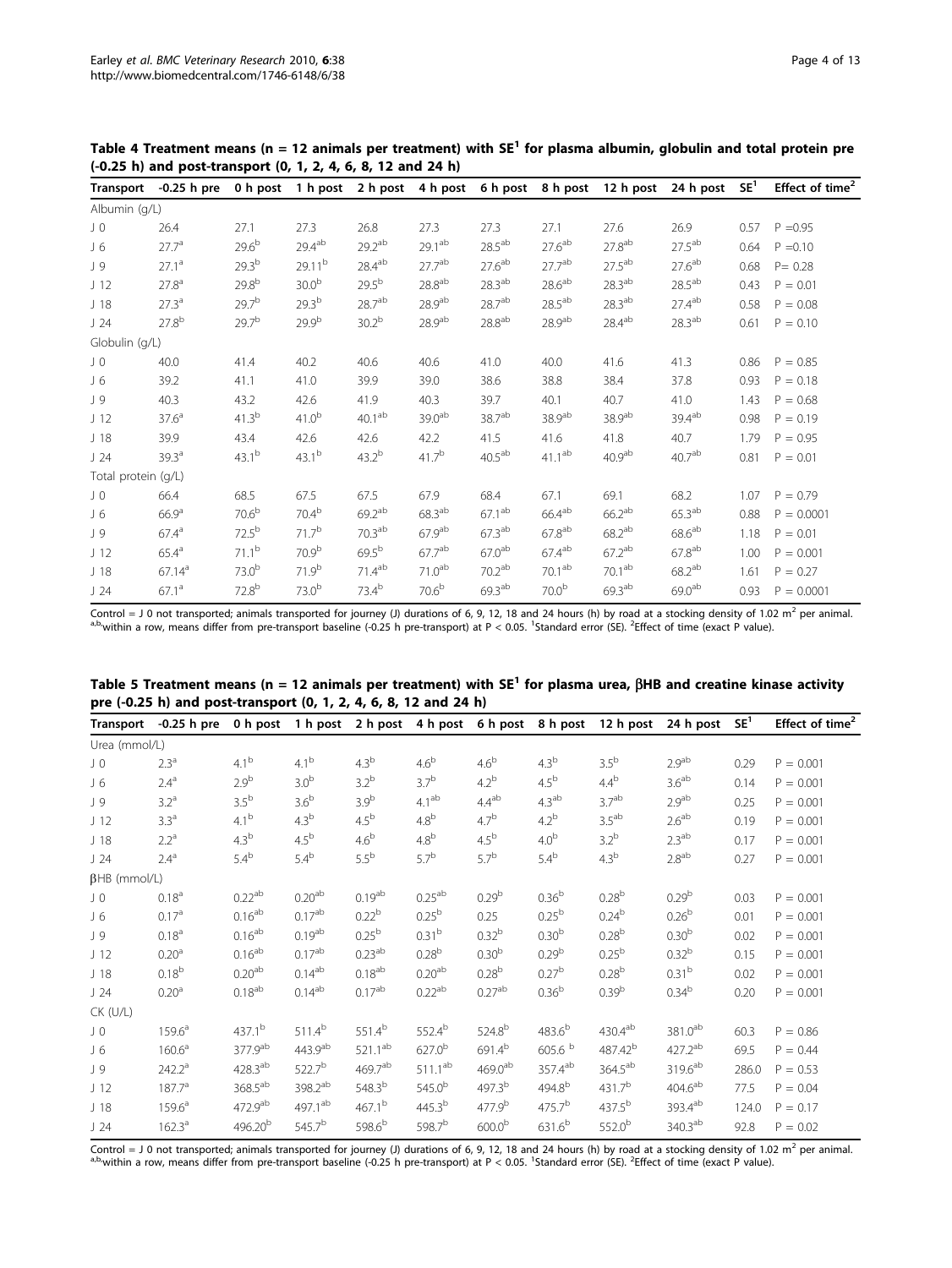**Table 4 Treatment means (n = 12 animals per treatment) with SE[1] for plasma albumin, globulin and total protein pre (-0.25 h) and post-transport (0, 1, 2, 4, 6, 8, 12 and 24 h)**

| Transport | -0.25 h pre | 0 h post | 1 h post | 2 h post | 4 h post | 6 h post | 8 h post | 12 h post | 24 h post | SE[1] | Effect of time[2] |
|---|---|---|---|---|---|---|---|---|---|---|---|
| Albumin (g/L) | | | | | | | | | | | |
| J 0 | 26.4 | 27.1 | 27.3 | 26.8 | 27.3 | 27.3 | 27.1 | 27.6 | 26.9 | 0.57 | P =0.95 |
| J 6 | 27.7[a] | 29.6[b] | 29.4[ab] | 29.2[ab] | 29.1[ab] | 28.5[ab] | 27.6[ab] | 27.8[ab] | 27.5[ab] | 0.64 | P =0.10 |
| J 9 | 27.1[a] | 29.3[b] | 29.11[b] | 28.4[ab] | 27.7[ab] | 27.6[ab] | 27.7[ab] | 27.5[ab] | 27.6[ab] | 0.68 | P= 0.28 |
| J 12 | 27.8[a] | 29.8[b] | 30.0[b] | 29.5[b] | 28.8[ab] | 28.3[ab] | 28.6[ab] | 28.3[ab] | 28.5[ab] | 0.43 | P = 0.01 |
| J 18 | 27.3[a] | 29.7[b] | 29.3[b] | 28.7[ab] | 28.9[ab] | 28.7[ab] | 28.5[ab] | 28.3[ab] | 27.4[ab] | 0.58 | P = 0.08 |
| J 24 | 27.8[b] | 29.7[b] | 29.9[b] | 30.2[b] | 28.9[ab] | 28.8[ab] | 28.9[ab] | 28.4[ab] | 28.3[ab] | 0.61 | P = 0.10 |
| Globulin (g/L) | | | | | | | | | | | |
| J 0 | 40.0 | 41.4 | 40.2 | 40.6 | 40.6 | 41.0 | 40.0 | 41.6 | 41.3 | 0.86 | P = 0.85 |
| J 6 | 39.2 | 41.1 | 41.0 | 39.9 | 39.0 | 38.6 | 38.8 | 38.4 | 37.8 | 0.93 | P = 0.18 |
| J 9 | 40.3 | 43.2 | 42.6 | 41.9 | 40.3 | 39.7 | 40.1 | 40.7 | 41.0 | 1.43 | P = 0.68 |
| J 12 | 37.6[a] | 41.3[b] | 41.0[b] | 40.1[ab] | 39.0[ab] | 38.7[ab] | 38.9[ab] | 38.9[ab] | 39.4[ab] | 0.98 | P = 0.19 |
| J 18 | 39.9 | 43.4 | 42.6 | 42.6 | 42.2 | 41.5 | 41.6 | 41.8 | 40.7 | 1.79 | P = 0.95 |
| J 24 | 39.3[a] | 43.1[b] | 43.1[b] | 43.2[b] | 41.7[b] | 40.5[ab] | 41.1[ab] | 40.9[ab] | 40.7[ab] | 0.81 | P = 0.01 |
| Total protein (g/L) | | | | | | | | | | | |
| J 0 | 66.4 | 68.5 | 67.5 | 67.5 | 67.9 | 68.4 | 67.1 | 69.1 | 68.2 | 1.07 | P = 0.79 |
| J 6 | 66.9[a] | 70.6[b] | 70.4[b] | 69.2[ab] | 68.3[ab] | 67.1[ab] | 66.4[ab] | 66.2[ab] | 65.3[ab] | 0.88 | P = 0.0001 |
| J 9 | 67.4[a] | 72.5[b] | 71.7[b] | 70.3[ab] | 67.9[ab] | 67.3[ab] | 67.8[ab] | 68.2[ab] | 68.6[ab] | 1.18 | P = 0.01 |
| J 12 | 65.4[a] | 71.1[b] | 70.9[b] | 69.5[b] | 67.7[ab] | 67.0[ab] | 67.4[ab] | 67.2[ab] | 67.8[ab] | 1.00 | P = 0.001 |
| J 18 | 67.14[a] | 73.0[b] | 71.9[b] | 71.4[ab] | 71.0[ab] | 70.2[ab] | 70.1[ab] | 70.1[ab] | 68.2[ab] | 1.61 | P = 0.27 |
| J 24 | 67.1[a] | 72.8[b] | 73.0[b] | 73.4[b] | 70.6[b] | 69.3[ab] | 70.0[b] | 69.3[ab] | 69.0[ab] | 0.93 | P = 0.0001 |

Control = J 0 not transported; animals transported for journey (J) durations of 6, 9, 12, 18 and 24 hours (h) by road at a stocking density of 1.02 $m^2$ per animal. [a,b]within a row, means differ from pre-transport baseline (-0.25 h pre-transport) at P < 0.05. [1]Standard error (SE). [2]Effect of time (exact P value).

**Table 5 Treatment means (n = 12 animals per treatment) with SE[1] for plasma urea, βHB and creatine kinase activity pre (-0.25 h) and post-transport (0, 1, 2, 4, 6, 8, 12 and 24 h)**

| Transport | -0.25 h pre | 0 h post | 1 h post | 2 h post | 4 h post | 6 h post | 8 h post | 12 h post | 24 h post | SE[1] | Effect of time[2] |
|---|---|---|---|---|---|---|---|---|---|---|---|
| Urea (mmol/L) | | | | | | | | | | | |
| J 0 | 2.3[a] | 4.1[b] | 4.1[b] | 4.3[b] | 4.6[b] | 4.6[b] | 4.3[b] | 3.5[b] | 2.9[ab] | 0.29 | P = 0.001 |
| J 6 | 2.4[a] | 2.9[b] | 3.0[b] | 3.2[b] | 3.7[b] | 4.2[b] | 4.5[b] | 4.4[b] | 3.6[ab] | 0.14 | P = 0.001 |
| J 9 | 3.2[a] | 3.5[b] | 3.6[b] | 3.9[b] | 4.1[ab] | 4.4[ab] | 4.3[ab] | 3.7[ab] | 2.9[ab] | 0.25 | P = 0.001 |
| J 12 | 3.3[a] | 4.1[b] | 4.3[b] | 4.5[b] | 4.8[b] | 4.7[b] | 4.2[b] | 3.5[ab] | 2.6[ab] | 0.19 | P = 0.001 |
| J 18 | 2.2[a] | 4.3[b] | 4.5[b] | 4.6[b] | 4.8[b] | 4.5[b] | 4.0[b] | 3.2[b] | 2.3[ab] | 0.17 | P = 0.001 |
| J 24 | 2.4[a] | 5.4[b] | 5.4[b] | 5.5[b] | 5.7[b] | 5.7[b] | 5.4[b] | 4.3[b] | 2.8[ab] | 0.27 | P = 0.001 |
| βHB (mmol/L) | | | | | | | | | | | |
| J 0 | 0.18[a] | 0.22[ab] | 0.20[ab] | 0.19[ab] | 0.25[ab] | 0.29[b] | 0.36[b] | 0.28[b] | 0.29[b] | 0.03 | P = 0.001 |
| J 6 | 0.17[a] | 0.16[ab] | 0.17[ab] | 0.22[b] | 0.25[b] | 0.25 | 0.25[b] | 0.24[b] | 0.26[b] | 0.01 | P = 0.001 |
| J 9 | 0.18[a] | 0.16[ab] | 0.19[ab] | 0.25[b] | 0.31[b] | 0.32[b] | 0.30[b] | 0.28[b] | 0.30[b] | 0.02 | P = 0.001 |
| J 12 | 0.20[a] | 0.16[ab] | 0.17[ab] | 0.23[ab] | 0.28[b] | 0.30[b] | 0.29[b] | 0.25[b] | 0.32[b] | 0.15 | P = 0.001 |
| J 18 | 0.18[b] | 0.20[ab] | 0.14[ab] | 0.18[ab] | 0.20[ab] | 0.28[b] | 0.27[b] | 0.28[b] | 0.31[b] | 0.02 | P = 0.001 |
| J 24 | 0.20[a] | 0.18[ab] | 0.14[ab] | 0.17[ab] | 0.22[ab] | 0.27[ab] | 0.36[b] | 0.39[b] | 0.34[b] | 0.20 | P = 0.001 |
| CK (U/L) | | | | | | | | | | | |
| J 0 | 159.6[a] | 437.1[b] | 511.4[b] | 551.4[b] | 552.4[b] | 524.8[b] | 483.6[b] | 430.4[ab] | 381.0[ab] | 60.3 | P = 0.86 |
| J 6 | 160.6[a] | 377.9[ab] | 443.9[ab] | 521.1[ab] | 627.0[b] | 691.4[b] | 605.6 [b] | 487.42[b] | 427.2[ab] | 69.5 | P = 0.44 |
| J 9 | 242.2[a] | 428.3[ab] | 522.7[b] | 469.7[ab] | 511.1[ab] | 469.0[ab] | 357.4[ab] | 364.5[ab] | 319.6[ab] | 286.0 | P = 0.53 |
| J 12 | 187.7[a] | 368.5[ab] | 398.2[ab] | 548.3[b] | 545.0[b] | 497.3[b] | 494.8[b] | 431.7[b] | 404.6[ab] | 77.5 | P = 0.04 |
| J 18 | 159.6[a] | 472.9[ab] | 497.1[ab] | 467.1[b] | 445.3[b] | 477.9[b] | 475.7[b] | 437.5[b] | 393.4[ab] | 124.0 | P = 0.17 |
| J 24 | 162.3[a] | 496.20[b] | 545.7[b] | 598.6[b] | 598.7[b] | 600.0[b] | 631.6[b] | 552.0[b] | 340.3[ab] | 92.8 | P = 0.02 |

Control = J 0 not transported; animals transported for journey (J) durations of 6, 9, 12, 18 and 24 hours (h) by road at a stocking density of 1.02 $m^2$ per animal. [a,b]within a row, means differ from pre-transport baseline (-0.25 h pre-transport) at P < 0.05. [1]Standard error (SE). [2]Effect of time (exact P value).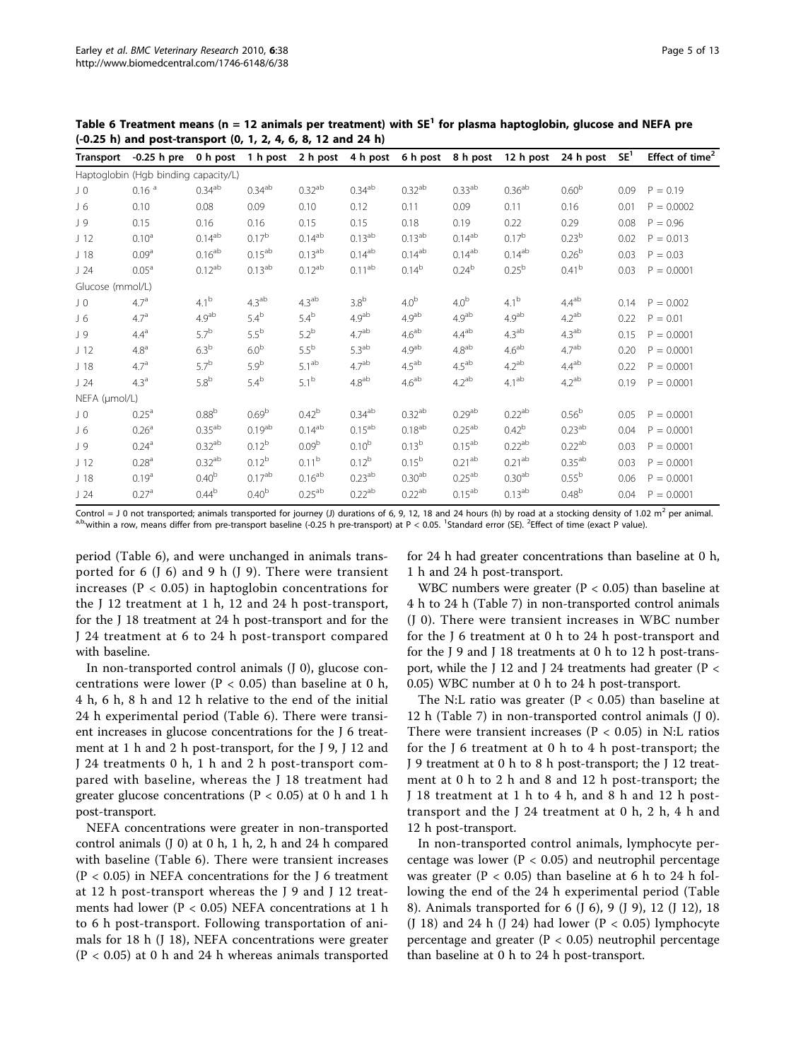**Table 6 Treatment means (n = 12 animals per treatment) with SE[1] for plasma haptoglobin, glucose and NEFA pre (-0.25 h) and post-transport (0, 1, 2, 4, 6, 8, 12 and 24 h)**

| Transport | -0.25 h pre | 0 h post | 1 h post | 2 h post | 4 h post | 6 h post | 8 h post | 12 h post | 24 h post | SE[1] | Effect of time[2] |
|---|---|---|---|---|---|---|---|---|---|---|---|
| Haptoglobin (Hgb binding capacity/L) | | | | | | | | | | | |
| J 0 | 0.16 [a] | 0.34[ab] | 0.34[ab] | 0.32[ab] | 0.34[ab] | 0.32[ab] | 0.33[ab] | 0.36[ab] | 0.60[b] | 0.09 | P = 0.19 |
| J 6 | 0.10 | 0.08 | 0.09 | 0.10 | 0.12 | 0.11 | 0.09 | 0.11 | 0.16 | 0.01 | P = 0.0002 |
| J 9 | 0.15 | 0.16 | 0.16 | 0.15 | 0.15 | 0.18 | 0.19 | 0.22 | 0.29 | 0.08 | P = 0.96 |
| J 12 | 0.10[a] | 0.14[ab] | 0.17[b] | 0.14[ab] | 0.13[ab] | 0.13[ab] | 0.14[ab] | 0.17[b] | 0.23[b] | 0.02 | P = 0.013 |
| J 18 | 0.09[a] | 0.16[ab] | 0.15[ab] | 0.13[ab] | 0.14[ab] | 0.14[ab] | 0.14[ab] | 0.14[ab] | 0.26[b] | 0.03 | P = 0.03 |
| J 24 | 0.05[a] | 0.12[ab] | 0.13[ab] | 0.12[ab] | 0.11[ab] | 0.14[b] | 0.24[b] | 0.25[b] | 0.41[b] | 0.03 | P = 0.0001 |
| Glucose (mmol/L) | | | | | | | | | | | |
| J 0 | 4.7[a] | 4.1[b] | 4.3[ab] | 4.3[ab] | 3.8[b] | 4.0[b] | 4.0[b] | 4.1[b] | 4.4[ab] | 0.14 | P = 0.002 |
| J 6 | 4.7[a] | 4.9[ab] | 5.4[b] | 5.4[b] | 4.9[ab] | 4.9[ab] | 4.9[ab] | 4.9[ab] | 4.2[ab] | 0.22 | P = 0.01 |
| J 9 | 4.4[a] | 5.7[b] | 5.5[b] | 5.2[b] | 4.7[ab] | 4.6[ab] | 4.4[ab] | 4.3[ab] | 4.3[ab] | 0.15 | P = 0.0001 |
| J 12 | 4.8[a] | 6.3[b] | 6.0[b] | 5.5[b] | 5.3[ab] | 4.9[ab] | 4.8[ab] | 4.6[ab] | 4.7[ab] | 0.20 | P = 0.0001 |
| J 18 | 4.7[a] | 5.7[b] | 5.9[b] | 5.1[ab] | 4.7[ab] | 4.5[ab] | 4.5[ab] | 4.2[ab] | 4.4[ab] | 0.22 | P = 0.0001 |
| J 24 | 4.3[a] | 5.8[b] | 5.4[b] | 5.1[b] | 4.8[ab] | 4.6[ab] | 4.2[ab] | 4.1[ab] | 4.2[ab] | 0.19 | P = 0.0001 |
| NEFA (μmol/L) | | | | | | | | | | | |
| J 0 | 0.25[a] | 0.88[b] | 0.69[b] | 0.42[b] | 0.34[ab] | 0.32[ab] | 0.29[ab] | 0.22[ab] | 0.56[b] | 0.05 | P = 0.0001 |
| J 6 | 0.26[a] | 0.35[ab] | 0.19[ab] | 0.14[ab] | 0.15[ab] | 0.18[ab] | 0.25[ab] | 0.42[b] | 0.23[ab] | 0.04 | P = 0.0001 |
| J 9 | 0.24[a] | 0.32[ab] | 0.12[b] | 0.09[b] | 0.10[b] | 0.13[b] | 0.15[ab] | 0.22[ab] | 0.22[ab] | 0.03 | P = 0.0001 |
| J 12 | 0.28[a] | 0.32[ab] | 0.12[b] | 0.11[b] | 0.12[b] | 0.15[b] | 0.21[ab] | 0.21[ab] | 0.35[ab] | 0.03 | P = 0.0001 |
| J 18 | 0.19[a] | 0.40[b] | 0.17[ab] | 0.16[ab] | 0.23[ab] | 0.30[ab] | 0.25[ab] | 0.30[ab] | 0.55[b] | 0.06 | P = 0.0001 |
| J 24 | 0.27[a] | 0.44[b] | 0.40[b] | 0.25[ab] | 0.22[ab] | 0.22[ab] | 0.15[ab] | 0.13[ab] | 0.48[b] | 0.04 | P = 0.0001 |

Control = J 0 not transported; animals transported for journey (J) durations of 6, 9, 12, 18 and 24 hours (h) by road at a stocking density of 1.02 $m^2$ per animal. [a,b]within a row, means differ from pre-transport baseline (-0.25 h pre-transport) at P < 0.05. [1]Standard error (SE). [2]Effect of time (exact P value).

period (Table 6), and were unchanged in animals transported for 6 (J 6) and 9 h (J 9). There were transient increases ($P < 0.05$) in haptoglobin concentrations for the J 12 treatment at 1 h, 12 and 24 h post-transport, for the J 18 treatment at 24 h post-transport and for the J 24 treatment at 6 to 24 h post-transport compared with baseline.

In non-transported control animals (J 0), glucose concentrations were lower ($P < 0.05$) than baseline at 0 h, 4 h, 6 h, 8 h and 12 h relative to the end of the initial 24 h experimental period (Table 6). There were transient increases in glucose concentrations for the J 6 treatment at 1 h and 2 h post-transport, for the J 9, J 12 and J 24 treatments 0 h, 1 h and 2 h post-transport compared with baseline, whereas the J 18 treatment had greater glucose concentrations ($P < 0.05$) at 0 h and 1 h post-transport.

NEFA concentrations were greater in non-transported control animals (J 0) at 0 h, 1 h, 2, h and 24 h compared with baseline (Table 6). There were transient increases ($P < 0.05$) in NEFA concentrations for the J 6 treatment at 12 h post-transport whereas the J 9 and J 12 treatments had lower ($P < 0.05$) NEFA concentrations at 1 h to 6 h post-transport. Following transportation of animals for 18 h (J 18), NEFA concentrations were greater ($P < 0.05$) at 0 h and 24 h whereas animals transported for 24 h had greater concentrations than baseline at 0 h, 1 h and 24 h post-transport.

WBC numbers were greater ($P < 0.05$) than baseline at 4 h to 24 h (Table 7) in non-transported control animals (J 0). There were transient increases in WBC number for the J 6 treatment at 0 h to 24 h post-transport and for the J 9 and J 18 treatments at 0 h to 12 h post-transport, while the J 12 and J 24 treatments had greater ($P < 0.05$) WBC number at 0 h to 24 h post-transport.

The N:L ratio was greater ($P < 0.05$) than baseline at 12 h (Table 7) in non-transported control animals (J 0). There were transient increases ($P < 0.05$) in N:L ratios for the J 6 treatment at 0 h to 4 h post-transport; the J 9 treatment at 0 h to 8 h post-transport; the J 12 treatment at 0 h to 2 h and 8 and 12 h post-transport; the J 18 treatment at 1 h to 4 h, and 8 h and 12 h post-transport and the J 24 treatment at 0 h, 2 h, 4 h and 12 h post-transport.

In non-transported control animals, lymphocyte percentage was lower ($P < 0.05$) and neutrophil percentage was greater ($P < 0.05$) than baseline at 6 h to 24 h following the end of the 24 h experimental period (Table 8). Animals transported for 6 (J 6), 9 (J 9), 12 (J 12), 18 (J 18) and 24 h (J 24) had lower ($P < 0.05$) lymphocyte percentage and greater ($P < 0.05$) neutrophil percentage than baseline at 0 h to 24 h post-transport.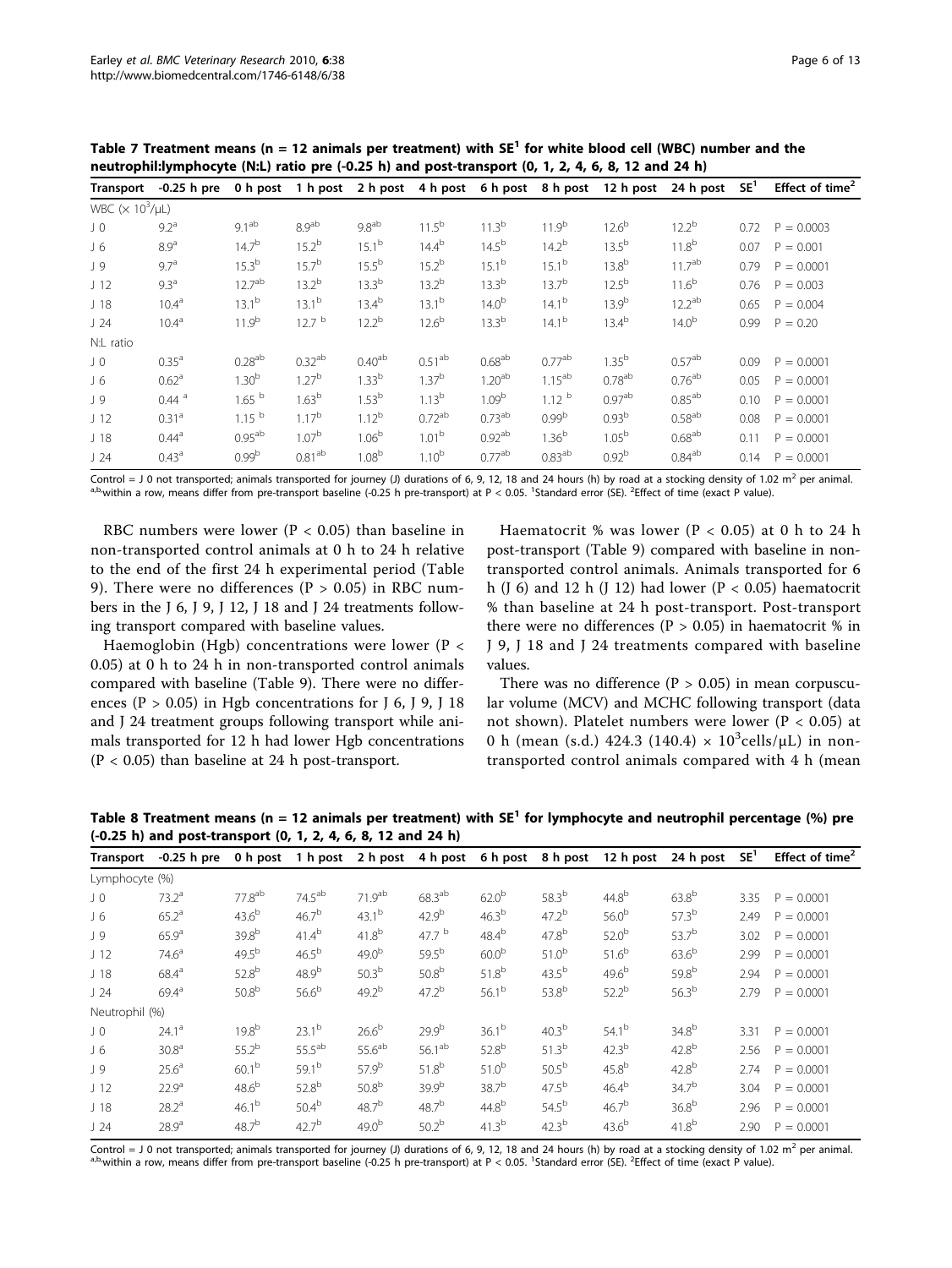**Table 7 Treatment means (n = 12 animals per treatment) with SE[1] for white blood cell (WBC) number and the neutrophil:lymphocyte (N:L) ratio pre (-0.25 h) and post-transport (0, 1, 2, 4, 6, 8, 12 and 24 h)**

| Transport | -0.25 h pre | 0 h post | 1 h post | 2 h post | 4 h post | 6 h post | 8 h post | 12 h post | 24 h post | SE[1] | Effect of time[2] |
|---|---|---|---|---|---|---|---|---|---|---|---|
| WBC ($\times 10^3$/μL) | | | | | | | | | | | |
| J 0 | 9.2[a] | 9.1[ab] | 8.9[ab] | 9.8[ab] | 11.5[b] | 11.3[b] | 11.9[b] | 12.6[b] | 12.2[b] | 0.72 | P = 0.0003 |
| J 6 | 8.9[a] | 14.7[b] | 15.2[b] | 15.1[b] | 14.4[b] | 14.5[b] | 14.2[b] | 13.5[b] | 11.8[b] | 0.07 | P = 0.001 |
| J 9 | 9.7[a] | 15.3[b] | 15.7[b] | 15.5[b] | 15.2[b] | 15.1[b] | 15.1[b] | 13.8[b] | 11.7[ab] | 0.79 | P = 0.0001 |
| J 12 | 9.3[a] | 12.7[ab] | 13.2[b] | 13.3[b] | 13.2[b] | 13.3[b] | 13.7[b] | 12.5[b] | 11.6[b] | 0.76 | P = 0.003 |
| J 18 | 10.4[a] | 13.1[b] | 13.1[b] | 13.4[b] | 13.1[b] | 14.0[b] | 14.1[b] | 13.9[b] | 12.2[ab] | 0.65 | P = 0.004 |
| J 24 | 10.4[a] | 11.9[b] | 12.7 [b] | 12.2[b] | 12.6[b] | 13.3[b] | 14.1[b] | 13.4[b] | 14.0[b] | 0.99 | P = 0.20 |
| N:L ratio | | | | | | | | | | | |
| J 0 | 0.35[a] | 0.28[ab] | 0.32[ab] | 0.40[ab] | 0.51[ab] | 0.68[ab] | 0.77[ab] | 1.35[b] | 0.57[ab] | 0.09 | P = 0.0001 |
| J 6 | 0.62[a] | 1.30[b] | 1.27[b] | 1.33[b] | 1.37[b] | 1.20[ab] | 1.15[ab] | 0.78[ab] | 0.76[ab] | 0.05 | P = 0.0001 |
| J 9 | 0.44 [a] | 1.65 [b] | 1.63[b] | 1.53[b] | 1.13[b] | 1.09[b] | 1.12 [b] | 0.97[ab] | 0.85[ab] | 0.10 | P = 0.0001 |
| J 12 | 0.31[a] | 1.15 [b] | 1.17[b] | 1.12[b] | 0.72[ab] | 0.73[ab] | 0.99[b] | 0.93[b] | 0.58[ab] | 0.08 | P = 0.0001 |
| J 18 | 0.44[a] | 0.95[ab] | 1.07[b] | 1.06[b] | 1.01[b] | 0.92[ab] | 1.36[b] | 1.05[b] | 0.68[ab] | 0.11 | P = 0.0001 |
| J 24 | 0.43[a] | 0.99[b] | 0.81[ab] | 1.08[b] | 1.10[b] | 0.77[ab] | 0.83[ab] | 0.92[b] | 0.84[ab] | 0.14 | P = 0.0001 |

Control = J 0 not transported; animals transported for journey (J) durations of 6, 9, 12, 18 and 24 hours (h) by road at a stocking density of 1.02 $m^2$ per animal. [a,b]within a row, means differ from pre-transport baseline (-0.25 h pre-transport) at P < 0.05. [1]Standard error (SE). [2]Effect of time (exact P value).

RBC numbers were lower (P < 0.05) than baseline in non-transported control animals at 0 h to 24 h relative to the end of the first 24 h experimental period (Table 9). There were no differences (P > 0.05) in RBC numbers in the J 6, J 9, J 12, J 18 and J 24 treatments following transport compared with baseline values.

Haemoglobin (Hgb) concentrations were lower (P < 0.05) at 0 h to 24 h in non-transported control animals compared with baseline (Table 9). There were no differences (P > 0.05) in Hgb concentrations for J 6, J 9, J 18 and J 24 treatment groups following transport while animals transported for 12 h had lower Hgb concentrations (P < 0.05) than baseline at 24 h post-transport.

Haematocrit % was lower (P < 0.05) at 0 h to 24 h post-transport (Table 9) compared with baseline in non-transported control animals. Animals transported for 6 h (J 6) and 12 h (J 12) had lower (P < 0.05) haematocrit % than baseline at 24 h post-transport. Post-transport there were no differences (P > 0.05) in haematocrit % in J 9, J 18 and J 24 treatments compared with baseline values.

There was no difference (P > 0.05) in mean corpuscular volume (MCV) and MCHC following transport (data not shown). Platelet numbers were lower (P < 0.05) at 0 h (mean (s.d.) 424.3 (140.4) $\times 10^3$cells/μL) in non-transported control animals compared with 4 h (mean

**Table 8 Treatment means (n = 12 animals per treatment) with SE[1] for lymphocyte and neutrophil percentage (%) pre (-0.25 h) and post-transport (0, 1, 2, 4, 6, 8, 12 and 24 h)**

| Transport | -0.25 h pre | 0 h post | 1 h post | 2 h post | 4 h post | 6 h post | 8 h post | 12 h post | 24 h post | SE[1] | Effect of time[2] |
|---|---|---|---|---|---|---|---|---|---|---|---|
| Lymphocyte (%) | | | | | | | | | | | |
| J 0 | 73.2[a] | 77.8[ab] | 74.5[ab] | 71.9[ab] | 68.3[ab] | 62.0[b] | 58.3[b] | 44.8[b] | 63.8[b] | 3.35 | P = 0.0001 |
| J 6 | 65.2[a] | 43.6[b] | 46.7[b] | 43.1[b] | 42.9[b] | 46.3[b] | 47.2[b] | 56.0[b] | 57.3[b] | 2.49 | P = 0.0001 |
| J 9 | 65.9[a] | 39.8[b] | 41.4[b] | 41.8[b] | 47.7 [b] | 48.4[b] | 47.8[b] | 52.0[b] | 53.7[b] | 3.02 | P = 0.0001 |
| J 12 | 74.6[a] | 49.5[b] | 46.5[b] | 49.0[b] | 59.5[b] | 60.0[b] | 51.0[b] | 51.6[b] | 63.6[b] | 2.99 | P = 0.0001 |
| J 18 | 68.4[a] | 52.8[b] | 48.9[b] | 50.3[b] | 50.8[b] | 51.8[b] | 43.5[b] | 49.6[b] | 59.8[b] | 2.94 | P = 0.0001 |
| J 24 | 69.4[a] | 50.8[b] | 56.6[b] | 49.2[b] | 47.2[b] | 56.1[b] | 53.8[b] | 52.2[b] | 56.3[b] | 2.79 | P = 0.0001 |
| Neutrophil (%) | | | | | | | | | | | |
| J 0 | 24.1[a] | 19.8[b] | 23.1[b] | 26.6[b] | 29.9[b] | 36.1[b] | 40.3[b] | 54.1[b] | 34.8[b] | 3.31 | P = 0.0001 |
| J 6 | 30.8[a] | 55.2[b] | 55.5[ab] | 55.6[ab] | 56.1[ab] | 52.8[b] | 51.3[b] | 42.3[b] | 42.8[b] | 2.56 | P = 0.0001 |
| J 9 | 25.6[a] | 60.1[b] | 59.1[b] | 57.9[b] | 51.8[b] | 51.0[b] | 50.5[b] | 45.8[b] | 42.8[b] | 2.74 | P = 0.0001 |
| J 12 | 22.9[a] | 48.6[b] | 52.8[b] | 50.8[b] | 39.9[b] | 38.7[b] | 47.5[b] | 46.4[b] | 34.7[b] | 3.04 | P = 0.0001 |
| J 18 | 28.2[a] | 46.1[b] | 50.4[b] | 48.7[b] | 48.7[b] | 44.8[b] | 54.5[b] | 46.7[b] | 36.8[b] | 2.96 | P = 0.0001 |
| J 24 | 28.9[a] | 48.7[b] | 42.7[b] | 49.0[b] | 50.2[b] | 41.3[b] | 42.3[b] | 43.6[b] | 41.8[b] | 2.90 | P = 0.0001 |

Control = J 0 not transported; animals transported for journey (J) durations of 6, 9, 12, 18 and 24 hours (h) by road at a stocking density of 1.02 $m^2$ per animal. [a,b]within a row, means differ from pre-transport baseline (-0.25 h pre-transport) at P < 0.05. [1]Standard error (SE). [2]Effect of time (exact P value).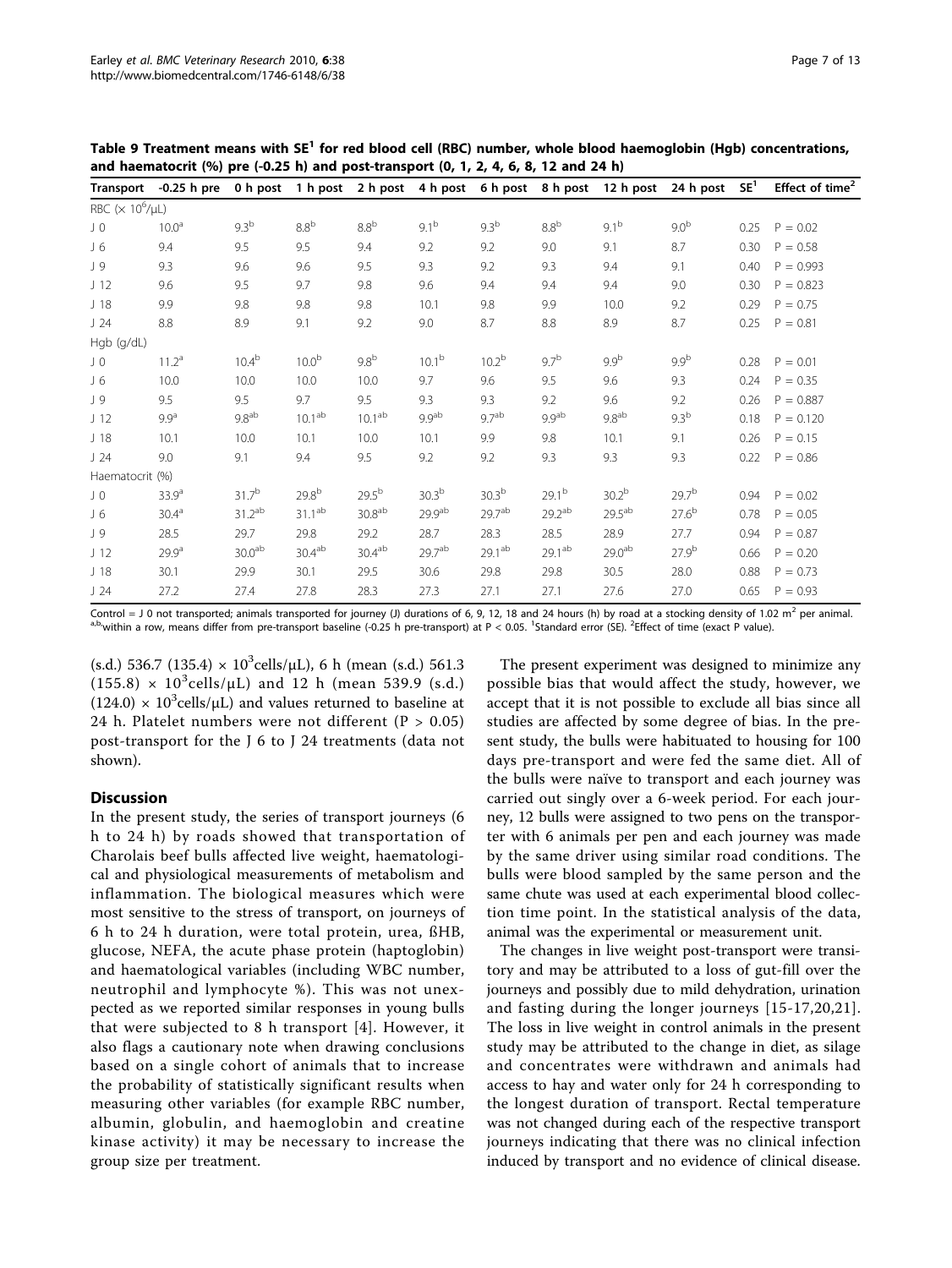**Table 9 Treatment means with SE[1] for red blood cell (RBC) number, whole blood haemoglobin (Hgb) concentrations, and haematocrit (%) pre (-0.25 h) and post-transport (0, 1, 2, 4, 6, 8, 12 and 24 h)**

| Transport | -0.25 h pre | 0 h post | 1 h post | 2 h post | 4 h post | 6 h post | 8 h post | 12 h post | 24 h post | SE[1] | Effect of time[2] |
|---|---|---|---|---|---|---|---|---|---|---|---|
| RBC ($\times 10^6$/μL) | | | | | | | | | | | |
| J 0 | 10.0[a] | 9.3[b] | 8.8[b] | 8.8[b] | 9.1[b] | 9.3[b] | 8.8[b] | 9.1[b] | 9.0[b] | 0.25 | P = 0.02 |
| J 6 | 9.4 | 9.5 | 9.5 | 9.4 | 9.2 | 9.2 | 9.0 | 9.1 | 8.7 | 0.30 | P = 0.58 |
| J 9 | 9.3 | 9.6 | 9.6 | 9.5 | 9.3 | 9.2 | 9.3 | 9.4 | 9.1 | 0.40 | P = 0.993 |
| J 12 | 9.6 | 9.5 | 9.7 | 9.8 | 9.6 | 9.4 | 9.4 | 9.4 | 9.0 | 0.30 | P = 0.823 |
| J 18 | 9.9 | 9.8 | 9.8 | 9.8 | 10.1 | 9.8 | 9.9 | 10.0 | 9.2 | 0.29 | P = 0.75 |
| J 24 | 8.8 | 8.9 | 9.1 | 9.2 | 9.0 | 8.7 | 8.8 | 8.9 | 8.7 | 0.25 | P = 0.81 |
| Hgb (g/dL) | | | | | | | | | | | |
| J 0 | 11.2[a] | 10.4[b] | 10.0[b] | 9.8[b] | 10.1[b] | 10.2[b] | 9.7[b] | 9.9[b] | 9.9[b] | 0.28 | P = 0.01 |
| J 6 | 10.0 | 10.0 | 10.0 | 10.0 | 9.7 | 9.6 | 9.5 | 9.6 | 9.3 | 0.24 | P = 0.35 |
| J 9 | 9.5 | 9.5 | 9.7 | 9.5 | 9.3 | 9.3 | 9.2 | 9.6 | 9.2 | 0.26 | P = 0.887 |
| J 12 | 9.9[a] | 9.8[ab] | 10.1[ab] | 10.1[ab] | 9.9[ab] | 9.7[ab] | 9.9[ab] | 9.8[ab] | 9.3[b] | 0.18 | P = 0.120 |
| J 18 | 10.1 | 10.0 | 10.1 | 10.0 | 10.1 | 9.9 | 9.8 | 10.1 | 9.1 | 0.26 | P = 0.15 |
| J 24 | 9.0 | 9.1 | 9.4 | 9.5 | 9.2 | 9.2 | 9.3 | 9.3 | 9.3 | 0.22 | P = 0.86 |
| Haematocrit (%) | | | | | | | | | | | |
| J 0 | 33.9[a] | 31.7[b] | 29.8[b] | 29.5[b] | 30.3[b] | 30.3[b] | 29.1[b] | 30.2[b] | 29.7[b] | 0.94 | P = 0.02 |
| J 6 | 30.4[a] | 31.2[ab] | 31.1[ab] | 30.8[ab] | 29.9[ab] | 29.7[ab] | 29.2[ab] | 29.5[ab] | 27.6[b] | 0.78 | P = 0.05 |
| J 9 | 28.5 | 29.7 | 29.8 | 29.2 | 28.7 | 28.3 | 28.5 | 28.9 | 27.7 | 0.94 | P = 0.87 |
| J 12 | 29.9[a] | 30.0[ab] | 30.4[ab] | 30.4[ab] | 29.7[ab] | 29.1[ab] | 29.1[ab] | 29.0[ab] | 27.9[b] | 0.66 | P = 0.20 |
| J 18 | 30.1 | 29.9 | 30.1 | 29.5 | 30.6 | 29.8 | 29.8 | 30.5 | 28.0 | 0.88 | P = 0.73 |
| J 24 | 27.2 | 27.4 | 27.8 | 28.3 | 27.3 | 27.1 | 27.1 | 27.6 | 27.0 | 0.65 | P = 0.93 |

Control = J 0 not transported; animals transported for journey (J) durations of 6, 9, 12, 18 and 24 hours (h) by road at a stocking density of 1.02 $m^2$ per animal. [a,b]within a row, means differ from pre-transport baseline (-0.25 h pre-transport) at P < 0.05. [1]Standard error (SE). [2]Effect of time (exact P value).

(s.d.) 536.7 (135.4) $\times 10^3$cells/μL), 6 h (mean (s.d.) 561.3 (155.8) $\times 10^3$cells/μL) and 12 h (mean 539.9 (s.d.) (124.0) $\times 10^3$cells/μL) and values returned to baseline at 24 h. Platelet numbers were not different (P > 0.05) post-transport for the J 6 to J 24 treatments (data not shown).

## Discussion

In the present study, the series of transport journeys (6 h to 24 h) by roads showed that transportation of Charolais beef bulls affected live weight, haematological and physiological measurements of metabolism and inflammation. The biological measures which were most sensitive to the stress of transport, on journeys of 6 h to 24 h duration, were total protein, urea, ßHB, glucose, NEFA, the acute phase protein (haptoglobin) and haematological variables (including WBC number, neutrophil and lymphocyte %). This was not unexpected as we reported similar responses in young bulls that were subjected to 8 h transport [4]. However, it also flags a cautionary note when drawing conclusions based on a single cohort of animals that to increase the probability of statistically significant results when measuring other variables (for example RBC number, albumin, globulin, and haemoglobin and creatine kinase activity) it may be necessary to increase the group size per treatment.

The present experiment was designed to minimize any possible bias that would affect the study, however, we accept that it is not possible to exclude all bias since all studies are affected by some degree of bias. In the present study, the bulls were habituated to housing for 100 days pre-transport and were fed the same diet. All of the bulls were naïve to transport and each journey was carried out singly over a 6-week period. For each journey, 12 bulls were assigned to two pens on the transporter with 6 animals per pen and each journey was made by the same driver using similar road conditions. The bulls were blood sampled by the same person and the same chute was used at each experimental blood collection time point. In the statistical analysis of the data, animal was the experimental or measurement unit.

The changes in live weight post-transport were transitory and may be attributed to a loss of gut-fill over the journeys and possibly due to mild dehydration, urination and fasting during the longer journeys [15-17,20,21]. The loss in live weight in control animals in the present study may be attributed to the change in diet, as silage and concentrates were withdrawn and animals had access to hay and water only for 24 h corresponding to the longest duration of transport. Rectal temperature was not changed during each of the respective transport journeys indicating that there was no clinical infection induced by transport and no evidence of clinical disease.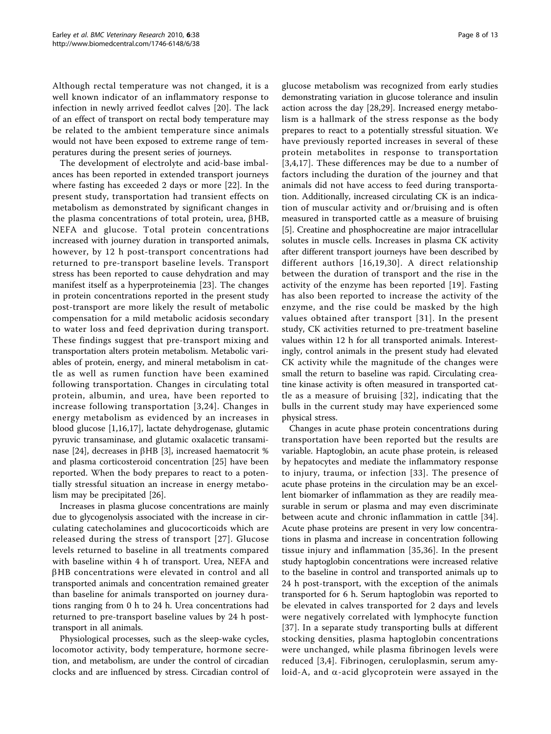Although rectal temperature was not changed, it is a well known indicator of an inflammatory response to infection in newly arrived feedlot calves [20]. The lack of an effect of transport on rectal body temperature may be related to the ambient temperature since animals would not have been exposed to extreme range of temperatures during the present series of journeys.

The development of electrolyte and acid-base imbalances has been reported in extended transport journeys where fasting has exceeded 2 days or more [22]. In the present study, transportation had transient effects on metabolism as demonstrated by significant changes in the plasma concentrations of total protein, urea, βHB, NEFA and glucose. Total protein concentrations increased with journey duration in transported animals, however, by 12 h post-transport concentrations had returned to pre-transport baseline levels. Transport stress has been reported to cause dehydration and may manifest itself as a hyperproteinemia [23]. The changes in protein concentrations reported in the present study post-transport are more likely the result of metabolic compensation for a mild metabolic acidosis secondary to water loss and feed deprivation during transport. These findings suggest that pre-transport mixing and transportation alters protein metabolism. Metabolic variables of protein, energy, and mineral metabolism in cattle as well as rumen function have been examined following transportation. Changes in circulating total protein, albumin, and urea, have been reported to increase following transportation [3,24]. Changes in energy metabolism as evidenced by an increases in blood glucose [1,16,17], lactate dehydrogenase, glutamic pyruvic transaminase, and glutamic oxalacetic transaminase [24], decreases in βHB [3], increased haematocrit % and plasma corticosteroid concentration [25] have been reported. When the body prepares to react to a potentially stressful situation an increase in energy metabolism may be precipitated [26].

Increases in plasma glucose concentrations are mainly due to glycogenolysis associated with the increase in circulating catecholamines and glucocorticoids which are released during the stress of transport [27]. Glucose levels returned to baseline in all treatments compared with baseline within 4 h of transport. Urea, NEFA and βHB concentrations were elevated in control and all transported animals and concentration remained greater than baseline for animals transported on journey durations ranging from 0 h to 24 h. Urea concentrations had returned to pre-transport baseline values by 24 h post-transport in all animals.

Physiological processes, such as the sleep-wake cycles, locomotor activity, body temperature, hormone secretion, and metabolism, are under the control of circadian clocks and are influenced by stress. Circadian control of glucose metabolism was recognized from early studies demonstrating variation in glucose tolerance and insulin action across the day [28,29]. Increased energy metabolism is a hallmark of the stress response as the body prepares to react to a potentially stressful situation. We have previously reported increases in several of these protein metabolites in response to transportation [3,4,17]. These differences may be due to a number of factors including the duration of the journey and that animals did not have access to feed during transportation. Additionally, increased circulating CK is an indication of muscular activity and or/bruising and is often measured in transported cattle as a measure of bruising [5]. Creatine and phosphocreatine are major intracellular solutes in muscle cells. Increases in plasma CK activity after different transport journeys have been described by different authors [16,19,30]. A direct relationship between the duration of transport and the rise in the activity of the enzyme has been reported [19]. Fasting has also been reported to increase the activity of the enzyme, and the rise could be masked by the high values obtained after transport [31]. In the present study, CK activities returned to pre-treatment baseline values within 12 h for all transported animals. Interestingly, control animals in the present study had elevated CK activity while the magnitude of the changes were small the return to baseline was rapid. Circulating creatine kinase activity is often measured in transported cattle as a measure of bruising [32], indicating that the bulls in the current study may have experienced some physical stress.

Changes in acute phase protein concentrations during transportation have been reported but the results are variable. Haptoglobin, an acute phase protein, is released by hepatocytes and mediate the inflammatory response to injury, trauma, or infection [33]. The presence of acute phase proteins in the circulation may be an excellent biomarker of inflammation as they are readily measurable in serum or plasma and may even discriminate between acute and chronic inflammation in cattle [34]. Acute phase proteins are present in very low concentrations in plasma and increase in concentration following tissue injury and inflammation [35,36]. In the present study haptoglobin concentrations were increased relative to the baseline in control and transported animals up to 24 h post-transport, with the exception of the animals transported for 6 h. Serum haptoglobin was reported to be elevated in calves transported for 2 days and levels were negatively correlated with lymphocyte function [37]. In a separate study transporting bulls at different stocking densities, plasma haptoglobin concentrations were unchanged, while plasma fibrinogen levels were reduced [3,4]. Fibrinogen, ceruloplasmin, serum amyloid-A, and α-acid glycoprotein were assayed in the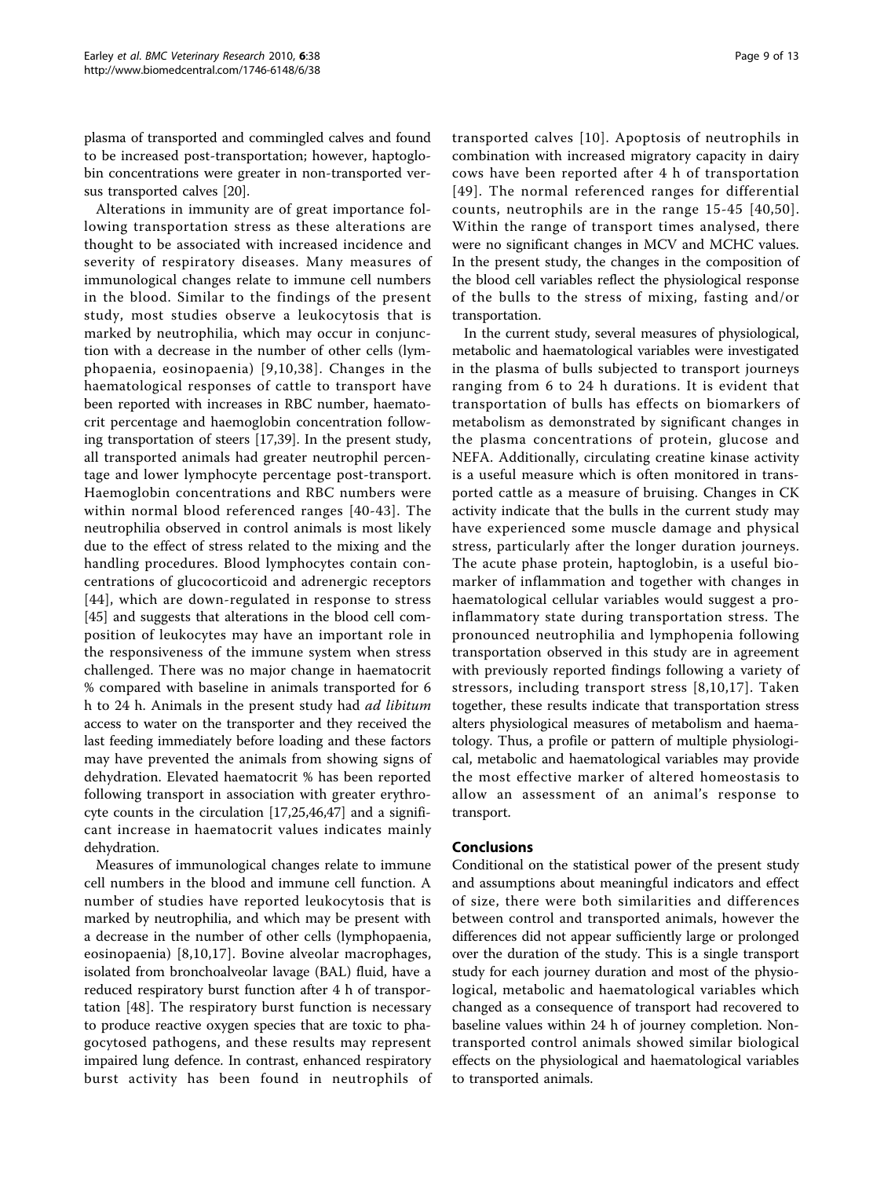plasma of transported and commingled calves and found to be increased post-transportation; however, haptoglobin concentrations were greater in non-transported versus transported calves [20].

Alterations in immunity are of great importance following transportation stress as these alterations are thought to be associated with increased incidence and severity of respiratory diseases. Many measures of immunological changes relate to immune cell numbers in the blood. Similar to the findings of the present study, most studies observe a leukocytosis that is marked by neutrophilia, which may occur in conjunction with a decrease in the number of other cells (lymphopaenia, eosinopaenia) [9,10,38]. Changes in the haematological responses of cattle to transport have been reported with increases in RBC number, haematocrit percentage and haemoglobin concentration following transportation of steers [17,39]. In the present study, all transported animals had greater neutrophil percentage and lower lymphocyte percentage post-transport. Haemoglobin concentrations and RBC numbers were within normal blood referenced ranges [40-43]. The neutrophilia observed in control animals is most likely due to the effect of stress related to the mixing and the handling procedures. Blood lymphocytes contain concentrations of glucocorticoid and adrenergic receptors [44], which are down-regulated in response to stress [45] and suggests that alterations in the blood cell composition of leukocytes may have an important role in the responsiveness of the immune system when stress challenged. There was no major change in haematocrit % compared with baseline in animals transported for 6 h to 24 h. Animals in the present study had *ad libitum* access to water on the transporter and they received the last feeding immediately before loading and these factors may have prevented the animals from showing signs of dehydration. Elevated haematocrit % has been reported following transport in association with greater erythrocyte counts in the circulation [17,25,46,47] and a significant increase in haematocrit values indicates mainly dehydration.

Measures of immunological changes relate to immune cell numbers in the blood and immune cell function. A number of studies have reported leukocytosis that is marked by neutrophilia, and which may be present with a decrease in the number of other cells (lymphopaenia, eosinopaenia) [8,10,17]. Bovine alveolar macrophages, isolated from bronchoalveolar lavage (BAL) fluid, have a reduced respiratory burst function after 4 h of transportation [48]. The respiratory burst function is necessary to produce reactive oxygen species that are toxic to phagocytosed pathogens, and these results may represent impaired lung defence. In contrast, enhanced respiratory burst activity has been found in neutrophils of transported calves [10]. Apoptosis of neutrophils in combination with increased migratory capacity in dairy cows have been reported after 4 h of transportation [49]. The normal referenced ranges for differential counts, neutrophils are in the range 15-45 [40,50]. Within the range of transport times analysed, there were no significant changes in MCV and MCHC values. In the present study, the changes in the composition of the blood cell variables reflect the physiological response of the bulls to the stress of mixing, fasting and/or transportation.

In the current study, several measures of physiological, metabolic and haematological variables were investigated in the plasma of bulls subjected to transport journeys ranging from 6 to 24 h durations. It is evident that transportation of bulls has effects on biomarkers of metabolism as demonstrated by significant changes in the plasma concentrations of protein, glucose and NEFA. Additionally, circulating creatine kinase activity is a useful measure which is often monitored in transported cattle as a measure of bruising. Changes in CK activity indicate that the bulls in the current study may have experienced some muscle damage and physical stress, particularly after the longer duration journeys. The acute phase protein, haptoglobin, is a useful biomarker of inflammation and together with changes in haematological cellular variables would suggest a pro-inflammatory state during transportation stress. The pronounced neutrophilia and lymphopenia following transportation observed in this study are in agreement with previously reported findings following a variety of stressors, including transport stress [8,10,17]. Taken together, these results indicate that transportation stress alters physiological measures of metabolism and haematology. Thus, a profile or pattern of multiple physiological, metabolic and haematological variables may provide the most effective marker of altered homeostasis to allow an assessment of an animal's response to transport.

## Conclusions

Conditional on the statistical power of the present study and assumptions about meaningful indicators and effect of size, there were both similarities and differences between control and transported animals, however the differences did not appear sufficiently large or prolonged over the duration of the study. This is a single transport study for each journey duration and most of the physiological, metabolic and haematological variables which changed as a consequence of transport had recovered to baseline values within 24 h of journey completion. Non-transported control animals showed similar biological effects on the physiological and haematological variables to transported animals.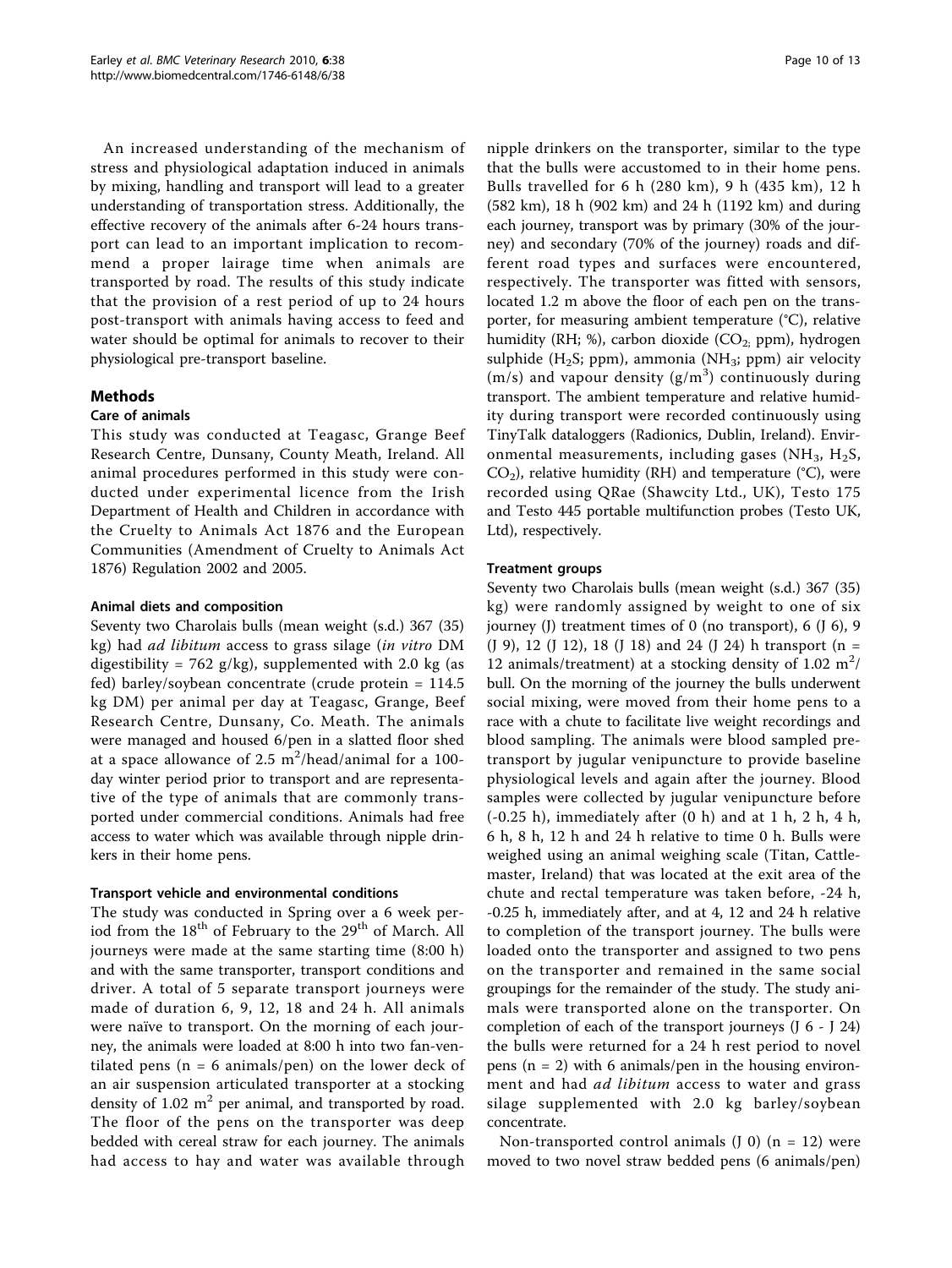An increased understanding of the mechanism of stress and physiological adaptation induced in animals by mixing, handling and transport will lead to a greater understanding of transportation stress. Additionally, the effective recovery of the animals after 6-24 hours transport can lead to an important implication to recommend a proper lairage time when animals are transported by road. The results of this study indicate that the provision of a rest period of up to 24 hours post-transport with animals having access to feed and water should be optimal for animals to recover to their physiological pre-transport baseline.

## Methods

### Care of animals

This study was conducted at Teagasc, Grange Beef Research Centre, Dunsany, County Meath, Ireland. All animal procedures performed in this study were conducted under experimental licence from the Irish Department of Health and Children in accordance with the Cruelty to Animals Act 1876 and the European Communities (Amendment of Cruelty to Animals Act 1876) Regulation 2002 and 2005.

#### Animal diets and composition

Seventy two Charolais bulls (mean weight (s.d.) 367 (35) kg) had *ad libitum* access to grass silage (*in vitro* DM digestibility = 762 g/kg), supplemented with 2.0 kg (as fed) barley/soybean concentrate (crude protein = 114.5 kg DM) per animal per day at Teagasc, Grange, Beef Research Centre, Dunsany, Co. Meath. The animals were managed and housed 6/pen in a slatted floor shed at a space allowance of 2.5 $m^2$/head/animal for a 100-day winter period prior to transport and are representative of the type of animals that are commonly transported under commercial conditions. Animals had free access to water which was available through nipple drinkers in their home pens.

#### Transport vehicle and environmental conditions

The study was conducted in Spring over a 6 week period from the $18^{th}$ of February to the $29^{th}$ of March. All journeys were made at the same starting time (8:00 h) and with the same transporter, transport conditions and driver. A total of 5 separate transport journeys were made of duration 6, 9, 12, 18 and 24 h. All animals were naïve to transport. On the morning of each journey, the animals were loaded at 8:00 h into two fan-ventilated pens (n = 6 animals/pen) on the lower deck of an air suspension articulated transporter at a stocking density of 1.02 $m^2$ per animal, and transported by road. The floor of the pens on the transporter was deep bedded with cereal straw for each journey. The animals had access to hay and water was available through nipple drinkers on the transporter, similar to the type that the bulls were accustomed to in their home pens. Bulls travelled for 6 h (280 km), 9 h (435 km), 12 h (582 km), 18 h (902 km) and 24 h (1192 km) and during each journey, transport was by primary (30% of the journey) and secondary (70% of the journey) roads and different road types and surfaces were encountered, respectively. The transporter was fitted with sensors, located 1.2 m above the floor of each pen on the transporter, for measuring ambient temperature (°C), relative humidity (RH; %), carbon dioxide ($CO_2$; ppm), hydrogen sulphide ($H_2S$; ppm), ammonia ($NH_3$; ppm) air velocity (m/s) and vapour density (g/$m^3$) continuously during transport. The ambient temperature and relative humidity during transport were recorded continuously using TinyTalk dataloggers (Radionics, Dublin, Ireland). Environmental measurements, including gases ($NH_3$, $H_2S$, $CO_2$), relative humidity (RH) and temperature (°C), were recorded using QRae (Shawcity Ltd., UK), Testo 175 and Testo 445 portable multifunction probes (Testo UK, Ltd), respectively.

#### Treatment groups

Seventy two Charolais bulls (mean weight (s.d.) 367 (35) kg) were randomly assigned by weight to one of six journey (J) treatment times of 0 (no transport), 6 (J 6), 9 (J 9), 12 (J 12), 18 (J 18) and 24 (J 24) h transport (n = 12 animals/treatment) at a stocking density of 1.02 $m^2$/bull. On the morning of the journey the bulls underwent social mixing, were moved from their home pens to a race with a chute to facilitate live weight recordings and blood sampling. The animals were blood sampled pre-transport by jugular venipuncture to provide baseline physiological levels and again after the journey. Blood samples were collected by jugular venipuncture before (-0.25 h), immediately after (0 h) and at 1 h, 2 h, 4 h, 6 h, 8 h, 12 h and 24 h relative to time 0 h. Bulls were weighed using an animal weighing scale (Titan, Cattlemaster, Ireland) that was located at the exit area of the chute and rectal temperature was taken before, -24 h, -0.25 h, immediately after, and at 4, 12 and 24 h relative to completion of the transport journey. The bulls were loaded onto the transporter and assigned to two pens on the transporter and remained in the same social groupings for the remainder of the study. The study animals were transported alone on the transporter. On completion of each of the transport journeys (J 6 - J 24) the bulls were returned for a 24 h rest period to novel pens (n = 2) with 6 animals/pen in the housing environment and had *ad libitum* access to water and grass silage supplemented with 2.0 kg barley/soybean concentrate.

Non-transported control animals (J 0) (n = 12) were moved to two novel straw bedded pens (6 animals/pen)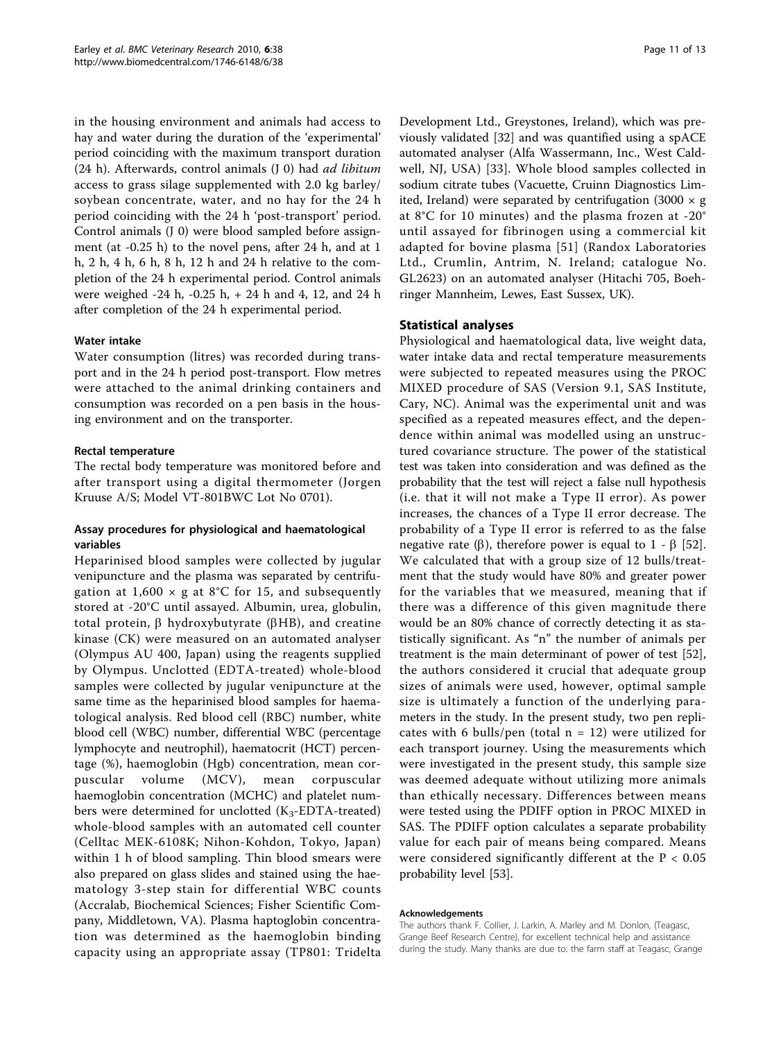in the housing environment and animals had access to hay and water during the duration of the 'experimental' period coinciding with the maximum transport duration (24 h). Afterwards, control animals (J 0) had *ad libitum* access to grass silage supplemented with 2.0 kg barley/soybean concentrate, water, and no hay for the 24 h period coinciding with the 24 h 'post-transport' period. Control animals (J 0) were blood sampled before assignment (at -0.25 h) to the novel pens, after 24 h, and at 1 h, 2 h, 4 h, 6 h, 8 h, 12 h and 24 h relative to the completion of the 24 h experimental period. Control animals were weighed -24 h, -0.25 h, + 24 h and 4, 12, and 24 h after completion of the 24 h experimental period.

#### Water intake

Water consumption (litres) was recorded during transport and in the 24 h period post-transport. Flow metres were attached to the animal drinking containers and consumption was recorded on a pen basis in the housing environment and on the transporter.

#### Rectal temperature

The rectal body temperature was monitored before and after transport using a digital thermometer (Jorgen Kruuse A/S; Model VT-801BWC Lot No 0701).

#### Assay procedures for physiological and haematological variables

Heparinised blood samples were collected by jugular venipuncture and the plasma was separated by centrifugation at 1,600 × g at 8°C for 15, and subsequently stored at -20°C until assayed. Albumin, urea, globulin, total protein, β hydroxybutyrate (βHB), and creatine kinase (CK) were measured on an automated analyser (Olympus AU 400, Japan) using the reagents supplied by Olympus. Unclotted (EDTA-treated) whole-blood samples were collected by jugular venipuncture at the same time as the heparinised blood samples for haematological analysis. Red blood cell (RBC) number, white blood cell (WBC) number, differential WBC (percentage lymphocyte and neutrophil), haematocrit (HCT) percentage (%), haemoglobin (Hgb) concentration, mean corpuscular volume (MCV), mean corpuscular haemoglobin concentration (MCHC) and platelet numbers were determined for unclotted ($K_3$-EDTA-treated) whole-blood samples with an automated cell counter (Celltac MEK-6108K; Nihon-Kohdon, Tokyo, Japan) within 1 h of blood sampling. Thin blood smears were also prepared on glass slides and stained using the haematology 3-step stain for differential WBC counts (Accralab, Biochemical Sciences; Fisher Scientific Company, Middletown, VA). Plasma haptoglobin concentration was determined as the haemoglobin binding capacity using an appropriate assay (TP801: Tridelta Development Ltd., Greystones, Ireland), which was previously validated [32] and was quantified using a spACE automated analyser (Alfa Wassermann, Inc., West Caldwell, NJ, USA) [33]. Whole blood samples collected in sodium citrate tubes (Vacuette, Cruinn Diagnostics Limited, Ireland) were separated by centrifugation (3000 × g at 8°C for 10 minutes) and the plasma frozen at -20° until assayed for fibrinogen using a commercial kit adapted for bovine plasma [51] (Randox Laboratories Ltd., Crumlin, Antrim, N. Ireland; catalogue No. GL2623) on an automated analyser (Hitachi 705, Boehringer Mannheim, Lewes, East Sussex, UK).

### Statistical analyses

Physiological and haematological data, live weight data, water intake data and rectal temperature measurements were subjected to repeated measures using the PROC MIXED procedure of SAS (Version 9.1, SAS Institute, Cary, NC). Animal was the experimental unit and was specified as a repeated measures effect, and the dependence within animal was modelled using an unstructured covariance structure. The power of the statistical test was taken into consideration and was defined as the probability that the test will reject a false null hypothesis (i.e. that it will not make a Type II error). As power increases, the chances of a Type II error decrease. The probability of a Type II error is referred to as the false negative rate (β), therefore power is equal to 1 - β [52]. We calculated that with a group size of 12 bulls/treatment that the study would have 80% and greater power for the variables that we measured, meaning that if there was a difference of this given magnitude there would be an 80% chance of correctly detecting it as statistically significant. As "n" the number of animals per treatment is the main determinant of power of test [52], the authors considered it crucial that adequate group sizes of animals were used, however, optimal sample size is ultimately a function of the underlying parameters in the study. In the present study, two pen replicates with 6 bulls/pen (total n = 12) were utilized for each transport journey. Using the measurements which were investigated in the present study, this sample size was deemed adequate without utilizing more animals than ethically necessary. Differences between means were tested using the PDIFF option in PROC MIXED in SAS. The PDIFF option calculates a separate probability value for each pair of means being compared. Means were considered significantly different at the $P < 0.05$ probability level [53].

#### Acknowledgements

The authors thank F. Collier, J. Larkin, A. Marley and M. Donlon, (Teagasc, Grange Beef Research Centre), for excellent technical help and assistance during the study. Many thanks are due to: the farm staff at Teagasc, Grange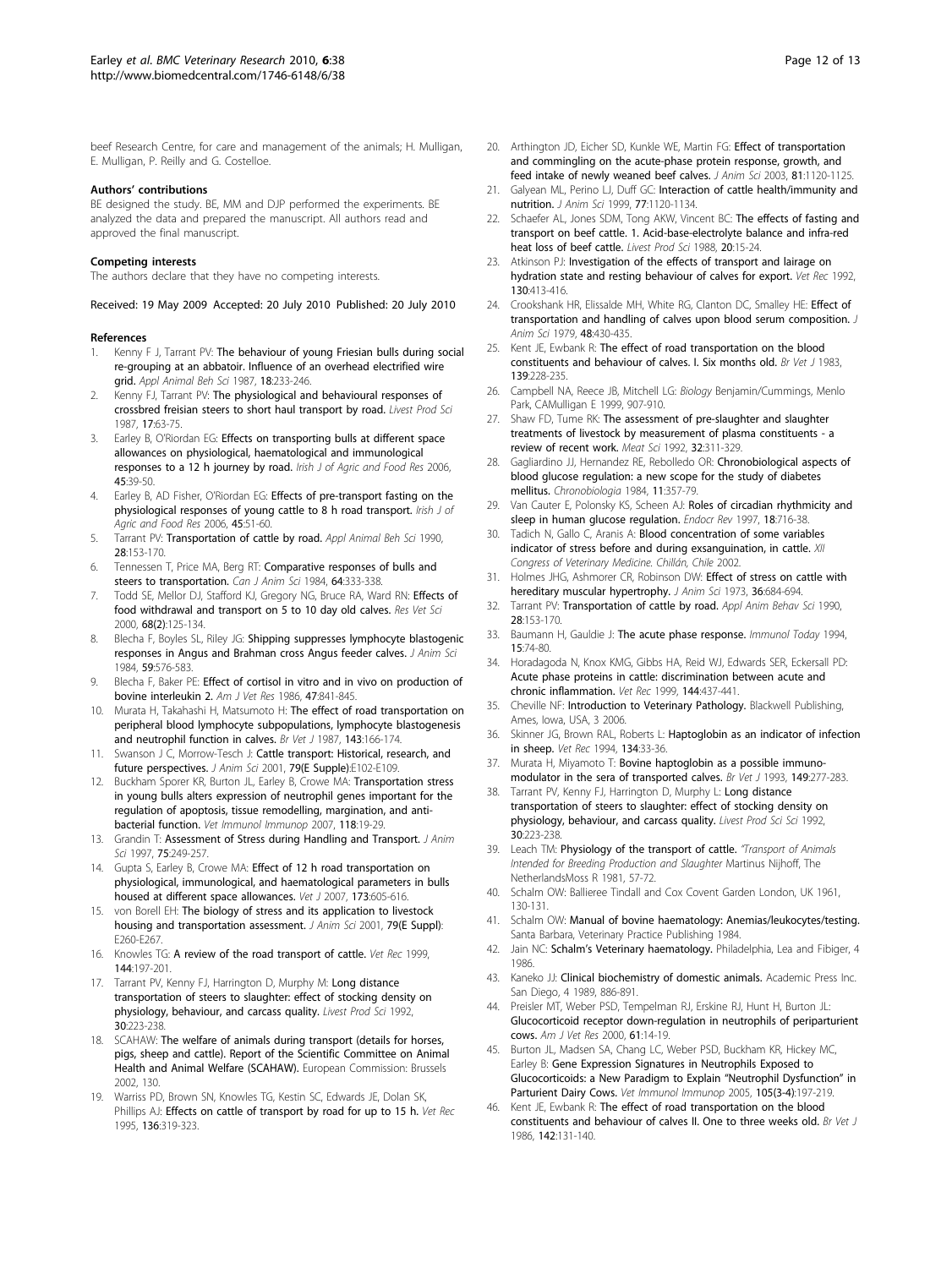beef Research Centre, for care and management of the animals; H. Mulligan, E. Mulligan, P. Reilly and G. Costelloe.

#### Authors' contributions

BE designed the study. BE, MM and DJP performed the experiments. BE analyzed the data and prepared the manuscript. All authors read and approved the final manuscript.

#### Competing interests

The authors declare that they have no competing interests.

Received: 19 May 2009 Accepted: 20 July 2010 Published: 20 July 2010

#### References

1. Kenny F J, Tarrant PV: **The behaviour of young Friesian bulls during social re-grouping at an abattoir. Influence of an overhead electrified wire grid.** *Appl Animal Beh Sci* 1987, **18**:233-246.
2. Kenny FJ, Tarrant PV: **The physiological and behavioural responses of crossbred freisian steers to short haul transport by road.** *Livest Prod Sci* 1987, **17**:63-75.
3. Earley B, O'Riordan EG: **Effects on transporting bulls at different space allowances on physiological, haematological and immunological responses to a 12 h journey by road.** *Irish J of Agric and Food Res* 2006, **45**:39-50.
4. Earley B, AD Fisher, O'Riordan EG: **Effects of pre-transport fasting on the physiological responses of young cattle to 8 h road transport.** *Irish J of Agric and Food Res* 2006, **45**:51-60.
5. Tarrant PV: **Transportation of cattle by road.** *Appl Animal Beh Sci* 1990, **28**:153-170.
6. Tennessen T, Price MA, Berg RT: **Comparative responses of bulls and steers to transportation.** *Can J Anim Sci* 1984, **64**:333-338.
7. Todd SE, Mellor DJ, Stafford KJ, Gregory NG, Bruce RA, Ward RN: **Effects of food withdrawal and transport on 5 to 10 day old calves.** *Res Vet Sci* 2000, **68(2)**:125-134.
8. Blecha F, Boyles SL, Riley JG: **Shipping suppresses lymphocyte blastogenic responses in Angus and Brahman cross Angus feeder calves.** *J Anim Sci* 1984, **59**:576-583.
9. Blecha F, Baker PE: **Effect of cortisol in vitro and in vivo on production of bovine interleukin 2.** *Am J Vet Res* 1986, **47**:841-845.
10. Murata H, Takahashi H, Matsumoto H: **The effect of road transportation on peripheral blood lymphocyte subpopulations, lymphocyte blastogenesis and neutrophil function in calves.** *Br Vet J* 1987, **143**:166-174.
11. Swanson J C, Morrow-Tesch J: **Cattle transport: Historical, research, and future perspectives.** *J Anim Sci* 2001, **79(E Supple)**:E102-E109.
12. Buckham Sporer KR, Burton JL, Earley B, Crowe MA: **Transportation stress in young bulls alters expression of neutrophil genes important for the regulation of apoptosis, tissue remodelling, margination, and anti-bacterial function.** *Vet Immunol Immunop* 2007, **118**:19-29.
13. Grandin T: **Assessment of Stress during Handling and Transport.** *J Anim Sci* 1997, **75**:249-257.
14. Gupta S, Earley B, Crowe MA: **Effect of 12 h road transportation on physiological, immunological, and haematological parameters in bulls housed at different space allowances.** *Vet J* 2007, **173**:605-616.
15. von Borell EH: **The biology of stress and its application to livestock housing and transportation assessment.** *J Anim Sci* 2001, **79(E Suppl)**:E260-E267.
16. Knowles TG: **A review of the road transport of cattle.** *Vet Rec* 1999, **144**:197-201.
17. Tarrant PV, Kenny FJ, Harrington D, Murphy M: **Long distance transportation of steers to slaughter: effect of stocking density on physiology, behaviour, and carcass quality.** *Livest Prod Sci* 1992, **30**:223-238.
18. SCAHAW: **The welfare of animals during transport (details for horses, pigs, sheep and cattle). Report of the Scientific Committee on Animal Health and Animal Welfare (SCAHAW).** European Commission: Brussels 2002, 130.
19. Warriss PD, Brown SN, Knowles TG, Kestin SC, Edwards JE, Dolan SK, Phillips AJ: **Effects on cattle of transport by road for up to 15 h.** *Vet Rec* 1995, **136**:319-323.
20. Arthington JD, Eicher SD, Kunkle WE, Martin FG: **Effect of transportation and commingling on the acute-phase protein response, growth, and feed intake of newly weaned beef calves.** *J Anim Sci* 2003, **81**:1120-1125.
21. Galyean ML, Perino LJ, Duff GC: **Interaction of cattle health/immunity and nutrition.** *J Anim Sci* 1999, **77**:1120-1134.
22. Schaefer AL, Jones SDM, Tong AKW, Vincent BC: **The effects of fasting and transport on beef cattle. 1. Acid-base-electrolyte balance and infra-red heat loss of beef cattle.** *Livest Prod Sci* 1988, **20**:15-24.
23. Atkinson PJ: **Investigation of the effects of transport and lairage on hydration state and resting behaviour of calves for export.** *Vet Rec* 1992, **130**:413-416.
24. Crookshank HR, Elissalde MH, White RG, Clanton DC, Smalley HE: **Effect of transportation and handling of calves upon blood serum composition.** *J Anim Sci* 1979, **48**:430-435.
25. Kent JE, Ewbank R: **The effect of road transportation on the blood constituents and behaviour of calves. I. Six months old.** *Br Vet J* 1983, **139**:228-235.
26. Campbell NA, Reece JB, Mitchell LG: *Biology* Benjamin/Cummings, Menlo Park, CAMulligan E 1999, 907-910.
27. Shaw FD, Tume RK: **The assessment of pre-slaughter and slaughter treatments of livestock by measurement of plasma constituents - a review of recent work.** *Meat Sci* 1992, **32**:311-329.
28. Gagliardino JJ, Hernandez RE, Rebolledo OR: **Chronobiological aspects of blood glucose regulation: a new scope for the study of diabetes mellitus.** *Chronobiologia* 1984, **11**:357-79.
29. Van Cauter E, Polonsky KS, Scheen AJ: **Roles of circadian rhythmicity and sleep in human glucose regulation.** *Endocr Rev* 1997, **18**:716-38.
30. Tadich N, Gallo C, Aranis A: **Blood concentration of some variables indicator of stress before and during exsanguination, in cattle.** *XII Congress of Veterinary Medicine. Chillán, Chile* 2002.
31. Holmes JHG, Ashmorer CR, Robinson DW: **Effect of stress on cattle with hereditary muscular hypertrophy.** *J Anim Sci* 1973, **36**:684-694.
32. Tarrant PV: **Transportation of cattle by road.** *Appl Anim Behav Sci* 1990, **28**:153-170.
33. Baumann H, Gauldie J: **The acute phase response.** *Immunol Today* 1994, **15**:74-80.
34. Horadagoda N, Knox KMG, Gibbs HA, Reid WJ, Edwards SER, Eckersall PD: **Acute phase proteins in cattle: discrimination between acute and chronic inflammation.** *Vet Rec* 1999, **144**:437-441.
35. Cheville NF: **Introduction to Veterinary Pathology.** Blackwell Publishing, Ames, Iowa, USA, 3 2006.
36. Skinner JG, Brown RAL, Roberts L: **Haptoglobin as an indicator of infection in sheep.** *Vet Rec* 1994, **134**:33-36.
37. Murata H, Miyamoto T: **Bovine haptoglobin as a possible immunomodulator in the sera of transported calves.** *Br Vet J* 1993, **149**:277-283.
38. Tarrant PV, Kenny FJ, Harrington D, Murphy L: **Long distance transportation of steers to slaughter: effect of stocking density on physiology, behaviour, and carcass quality.** *Livest Prod Sci Sci* 1992, **30**:223-238.
39. Leach TM: **Physiology of the transport of cattle.** *"Transport of Animals Intended for Breeding Production and Slaughter* Martinus Nijhoff, The NetherlandsMoss R 1981, 57-72.
40. Schalm OW: Ballieree Tindall and Cox Covent Garden London, UK 1961, 130-131.
41. Schalm OW: **Manual of bovine haematology: Anemias/leukocytes/testing.** Santa Barbara, Veterinary Practice Publishing 1984.
42. Jain NC: **Schalm's Veterinary haematology.** Philadelphia, Lea and Fibiger, 4 1986.
43. Kaneko JJ: **Clinical biochemistry of domestic animals.** Academic Press Inc. San Diego, 4 1989, 886-891.
44. Preisler MT, Weber PSD, Tempelman RJ, Erskine RJ, Hunt H, Burton JL: **Glucocorticoid receptor down-regulation in neutrophils of periparturient cows.** *Am J Vet Res* 2000, **61**:14-19.
45. Burton JL, Madsen SA, Chang LC, Weber PSD, Buckham KR, Hickey MC, Earley B: **Gene Expression Signatures in Neutrophils Exposed to Glucocorticoids: a New Paradigm to Explain "Neutrophil Dysfunction" in Parturient Dairy Cows.** *Vet Immunol Immunop* 2005, **105(3-4)**:197-219.
46. Kent JE, Ewbank R: **The effect of road transportation on the blood constituents and behaviour of calves II. One to three weeks old.** *Br Vet J* 1986, **142**:131-140.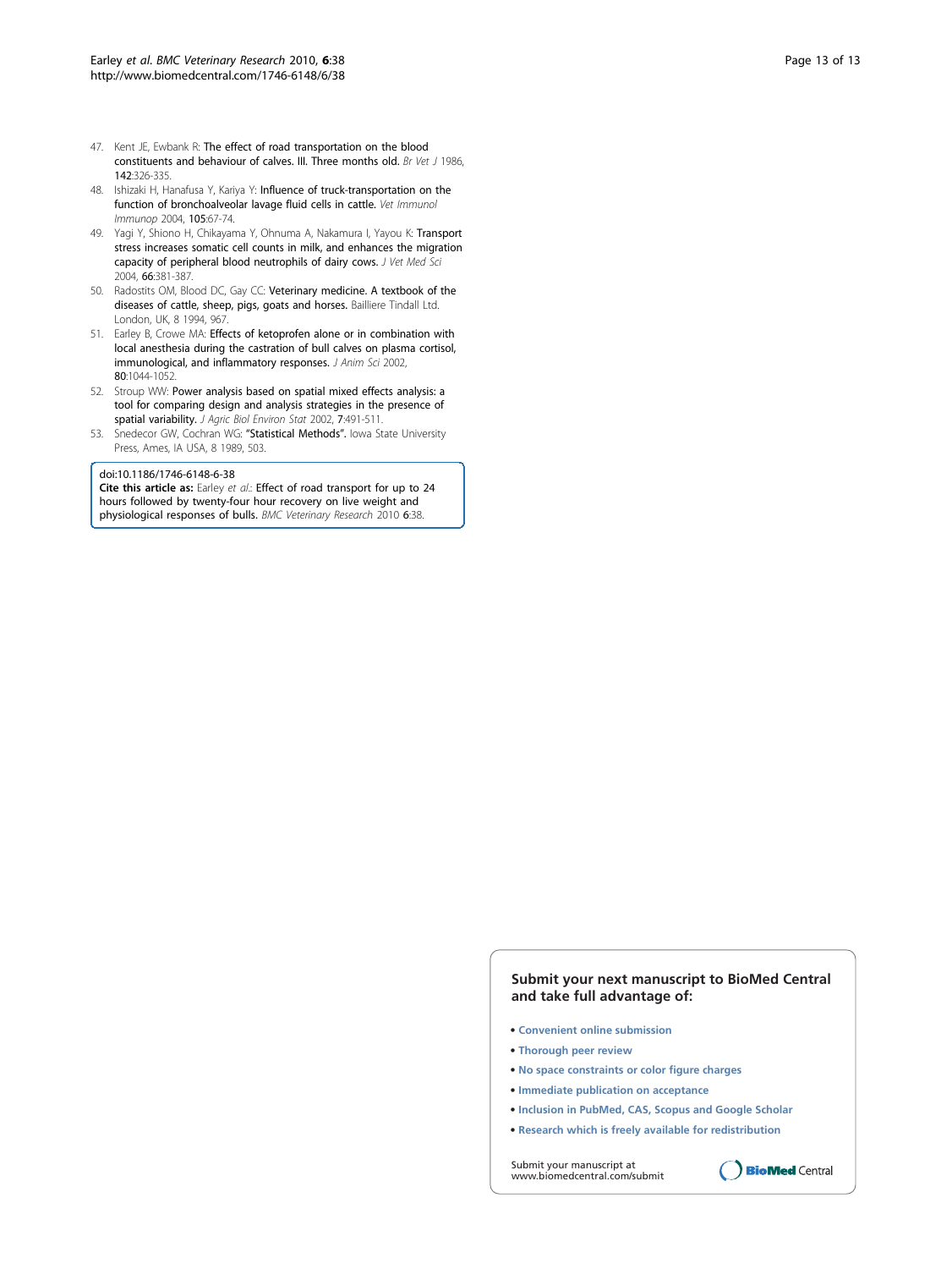47. Kent JE, Ewbank R: **The effect of road transportation on the blood constituents and behaviour of calves. III. Three months old.** *Br Vet J* 1986, **142**:326-335.
48. Ishizaki H, Hanafusa Y, Kariya Y: **Influence of truck-transportation on the function of bronchoalveolar lavage fluid cells in cattle.** *Vet Immunol Immunop* 2004, **105**:67-74.
49. Yagi Y, Shiono H, Chikayama Y, Ohnuma A, Nakamura I, Yayou K: **Transport stress increases somatic cell counts in milk, and enhances the migration capacity of peripheral blood neutrophils of dairy cows.** *J Vet Med Sci* 2004, **66**:381-387.
50. Radostits OM, Blood DC, Gay CC: **Veterinary medicine. A textbook of the diseases of cattle, sheep, pigs, goats and horses.** Bailliere Tindall Ltd. London, UK, 8 1994, 967.
51. Earley B, Crowe MA: **Effects of ketoprofen alone or in combination with local anesthesia during the castration of bull calves on plasma cortisol, immunological, and inflammatory responses.** *J Anim Sci* 2002, **80**:1044-1052.
52. Stroup WW: **Power analysis based on spatial mixed effects analysis: a tool for comparing design and analysis strategies in the presence of spatial variability.** *J Agric Biol Environ Stat* 2002, **7**:491-511.
53. Snedecor GW, Cochran WG: **"Statistical Methods".** Iowa State University Press, Ames, IA USA, 8 1989, 503.

doi:10.1186/1746-6148-6-38

**Cite this article as:** Earley *et al.*: Effect of road transport for up to 24 hours followed by twenty-four hour recovery on live weight and physiological responses of bulls. *BMC Veterinary Research* 2010 **6**:38.

**Submit your next manuscript to BioMed Central and take full advantage of:**

- **Convenient online submission**
- **Thorough peer review**
- **No space constraints or color figure charges**
- **Immediate publication on acceptance**
- **Inclusion in PubMed, CAS, Scopus and Google Scholar**
- **Research which is freely available for redistribution**

Submit your manuscript at
www.biomedcentral.com/submit

BioMed Central